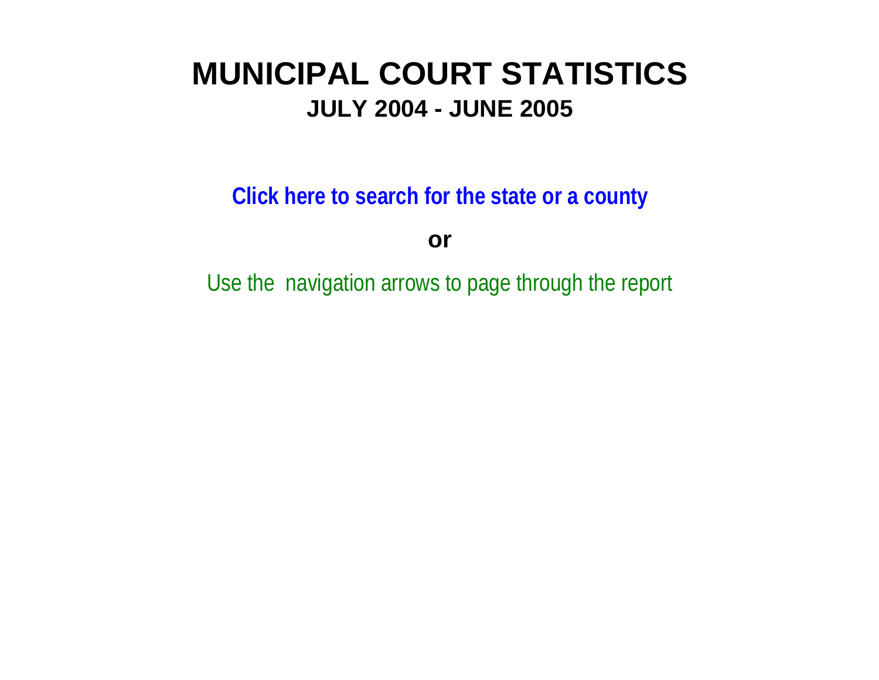# MUNICIPAL COURT STATISTICS

## JULY 2004 - JUNE 2005

**Click here to search for the state or a county**

**or**

Use the navigation arrows to page through the report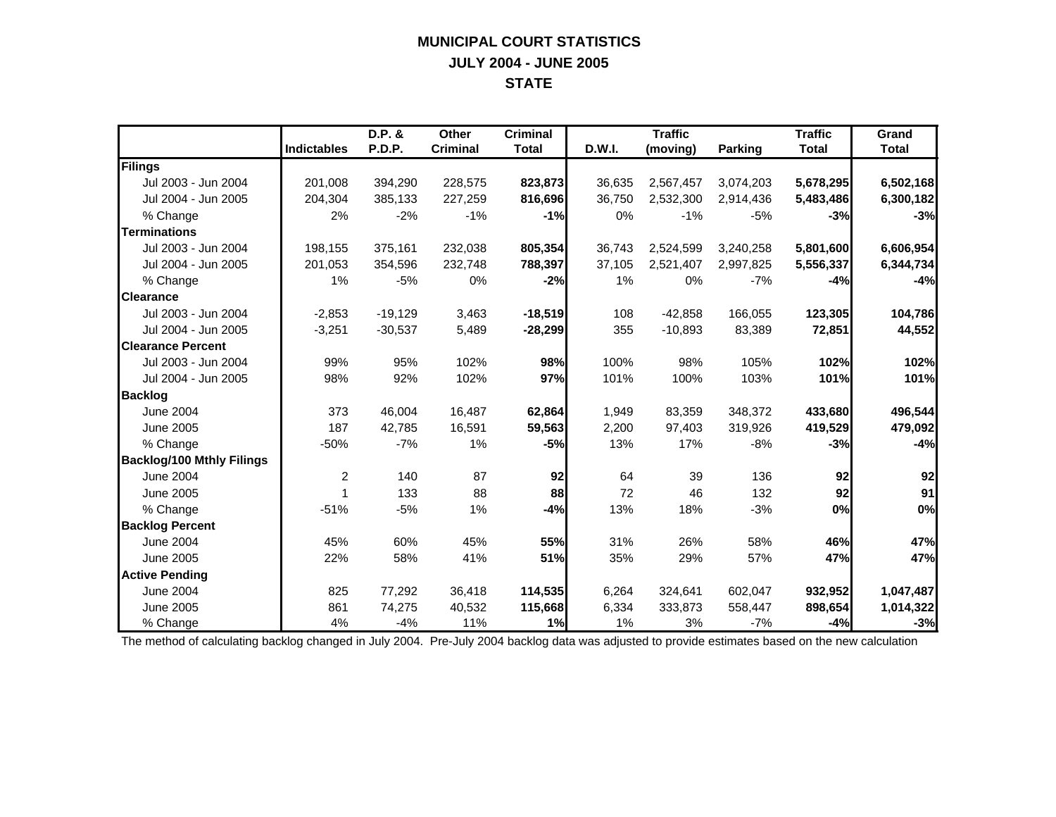# MUNICIPAL COURT STATISTICS
## JULY 2004 - JUNE 2005
## STATE

| | Indictables | D.P. & P.D.P. | Other Criminal | Criminal Total | D.W.I. | Traffic (moving) | Parking | Traffic Total | Grand Total |
|---|---|---|---|---|---|---|---|---|---|
| **Filings** | | | | | | | | | |
| Jul 2003 - Jun 2004 | 201,008 | 394,290 | 228,575 | **823,873** | 36,635 | 2,567,457 | 3,074,203 | **5,678,295** | **6,502,168** |
| Jul 2004 - Jun 2005 | 204,304 | 385,133 | 227,259 | **816,696** | 36,750 | 2,532,300 | 2,914,436 | **5,483,486** | **6,300,182** |
| % Change | 2% | -2% | -1% | **-1%** | 0% | -1% | -5% | **-3%** | **-3%** |
| **Terminations** | | | | | | | | | |
| Jul 2003 - Jun 2004 | 198,155 | 375,161 | 232,038 | **805,354** | 36,743 | 2,524,599 | 3,240,258 | **5,801,600** | **6,606,954** |
| Jul 2004 - Jun 2005 | 201,053 | 354,596 | 232,748 | **788,397** | 37,105 | 2,521,407 | 2,997,825 | **5,556,337** | **6,344,734** |
| % Change | 1% | -5% | 0% | **-2%** | 1% | 0% | -7% | **-4%** | **-4%** |
| **Clearance** | | | | | | | | | |
| Jul 2003 - Jun 2004 | -2,853 | -19,129 | 3,463 | **-18,519** | 108 | -42,858 | 166,055 | **123,305** | **104,786** |
| Jul 2004 - Jun 2005 | -3,251 | -30,537 | 5,489 | **-28,299** | 355 | -10,893 | 83,389 | **72,851** | **44,552** |
| **Clearance Percent** | | | | | | | | | |
| Jul 2003 - Jun 2004 | 99% | 95% | 102% | **98%** | 100% | 98% | 105% | **102%** | **102%** |
| Jul 2004 - Jun 2005 | 98% | 92% | 102% | **97%** | 101% | 100% | 103% | **101%** | **101%** |
| **Backlog** | | | | | | | | | |
| June 2004 | 373 | 46,004 | 16,487 | **62,864** | 1,949 | 83,359 | 348,372 | **433,680** | **496,544** |
| June 2005 | 187 | 42,785 | 16,591 | **59,563** | 2,200 | 97,403 | 319,926 | **419,529** | **479,092** |
| % Change | -50% | -7% | 1% | **-5%** | 13% | 17% | -8% | **-3%** | **-4%** |
| **Backlog/100 Mthly Filings** | | | | | | | | | |
| June 2004 | 2 | 140 | 87 | **92** | 64 | 39 | 136 | **92** | **92** |
| June 2005 | 1 | 133 | 88 | **88** | 72 | 46 | 132 | **92** | **91** |
| % Change | -51% | -5% | 1% | **-4%** | 13% | 18% | -3% | **0%** | **0%** |
| **Backlog Percent** | | | | | | | | | |
| June 2004 | 45% | 60% | 45% | **55%** | 31% | 26% | 58% | **46%** | **47%** |
| June 2005 | 22% | 58% | 41% | **51%** | 35% | 29% | 57% | **47%** | **47%** |
| **Active Pending** | | | | | | | | | |
| June 2004 | 825 | 77,292 | 36,418 | **114,535** | 6,264 | 324,641 | 602,047 | **932,952** | **1,047,487** |
| June 2005 | 861 | 74,275 | 40,532 | **115,668** | 6,334 | 333,873 | 558,447 | **898,654** | **1,014,322** |
| % Change | 4% | -4% | 11% | **1%** | 1% | 3% | -7% | **-4%** | **-3%** |

The method of calculating backlog changed in July 2004. Pre-July 2004 backlog data was adjusted to provide estimates based on the new calculation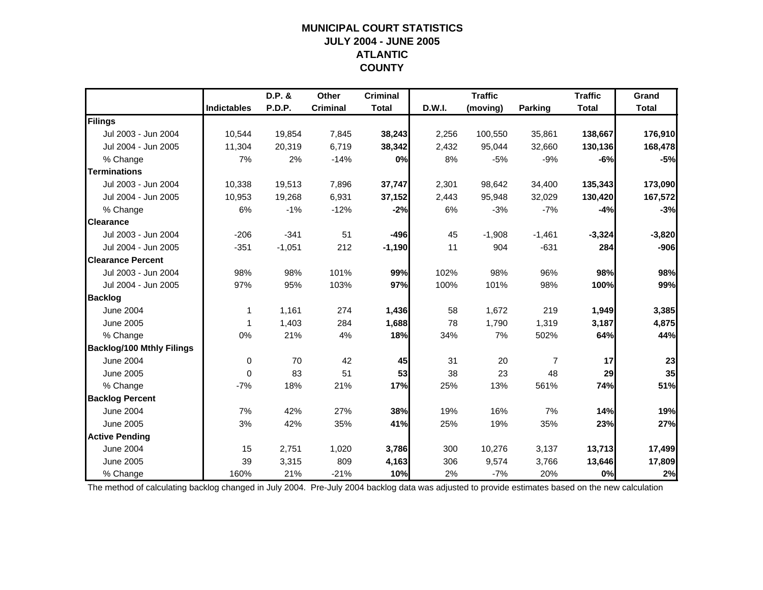# MUNICIPAL COURT STATISTICS
## JULY 2004 - JUNE 2005
## ATLANTIC COUNTY

| | Indictables | D.P. & P.D.P. | Other Criminal | Criminal Total | D.W.I. | Traffic (moving) | Parking | Traffic Total | Grand Total |
|---|---|---|---|---|---|---|---|---|---|
| **Filings** | | | | | | | | | |
| Jul 2003 - Jun 2004 | 10,544 | 19,854 | 7,845 | **38,243** | 2,256 | 100,550 | 35,861 | **138,667** | **176,910** |
| Jul 2004 - Jun 2005 | 11,304 | 20,319 | 6,719 | **38,342** | 2,432 | 95,044 | 32,660 | **130,136** | **168,478** |
| % Change | 7% | 2% | -14% | **0%** | 8% | -5% | -9% | **-6%** | **-5%** |
| **Terminations** | | | | | | | | | |
| Jul 2003 - Jun 2004 | 10,338 | 19,513 | 7,896 | **37,747** | 2,301 | 98,642 | 34,400 | **135,343** | **173,090** |
| Jul 2004 - Jun 2005 | 10,953 | 19,268 | 6,931 | **37,152** | 2,443 | 95,948 | 32,029 | **130,420** | **167,572** |
| % Change | 6% | -1% | -12% | **-2%** | 6% | -3% | -7% | **-4%** | **-3%** |
| **Clearance** | | | | | | | | | |
| Jul 2003 - Jun 2004 | -206 | -341 | 51 | **-496** | 45 | -1,908 | -1,461 | **-3,324** | **-3,820** |
| Jul 2004 - Jun 2005 | -351 | -1,051 | 212 | **-1,190** | 11 | 904 | -631 | **284** | **-906** |
| **Clearance Percent** | | | | | | | | | |
| Jul 2003 - Jun 2004 | 98% | 98% | 101% | **99%** | 102% | 98% | 96% | **98%** | **98%** |
| Jul 2004 - Jun 2005 | 97% | 95% | 103% | **97%** | 100% | 101% | 98% | **100%** | **99%** |
| **Backlog** | | | | | | | | | |
| June 2004 | 1 | 1,161 | 274 | **1,436** | 58 | 1,672 | 219 | **1,949** | **3,385** |
| June 2005 | 1 | 1,403 | 284 | **1,688** | 78 | 1,790 | 1,319 | **3,187** | **4,875** |
| % Change | 0% | 21% | 4% | **18%** | 34% | 7% | 502% | **64%** | **44%** |
| **Backlog/100 Mthly Filings** | | | | | | | | | |
| June 2004 | 0 | 70 | 42 | **45** | 31 | 20 | 7 | **17** | **23** |
| June 2005 | 0 | 83 | 51 | **53** | 38 | 23 | 48 | **29** | **35** |
| % Change | -7% | 18% | 21% | **17%** | 25% | 13% | 561% | **74%** | **51%** |
| **Backlog Percent** | | | | | | | | | |
| June 2004 | 7% | 42% | 27% | **38%** | 19% | 16% | 7% | **14%** | **19%** |
| June 2005 | 3% | 42% | 35% | **41%** | 25% | 19% | 35% | **23%** | **27%** |
| **Active Pending** | | | | | | | | | |
| June 2004 | 15 | 2,751 | 1,020 | **3,786** | 300 | 10,276 | 3,137 | **13,713** | **17,499** |
| June 2005 | 39 | 3,315 | 809 | **4,163** | 306 | 9,574 | 3,766 | **13,646** | **17,809** |
| % Change | 160% | 21% | -21% | **10%** | 2% | -7% | 20% | **0%** | **2%** |

The method of calculating backlog changed in July 2004. Pre-July 2004 backlog data was adjusted to provide estimates based on the new calculation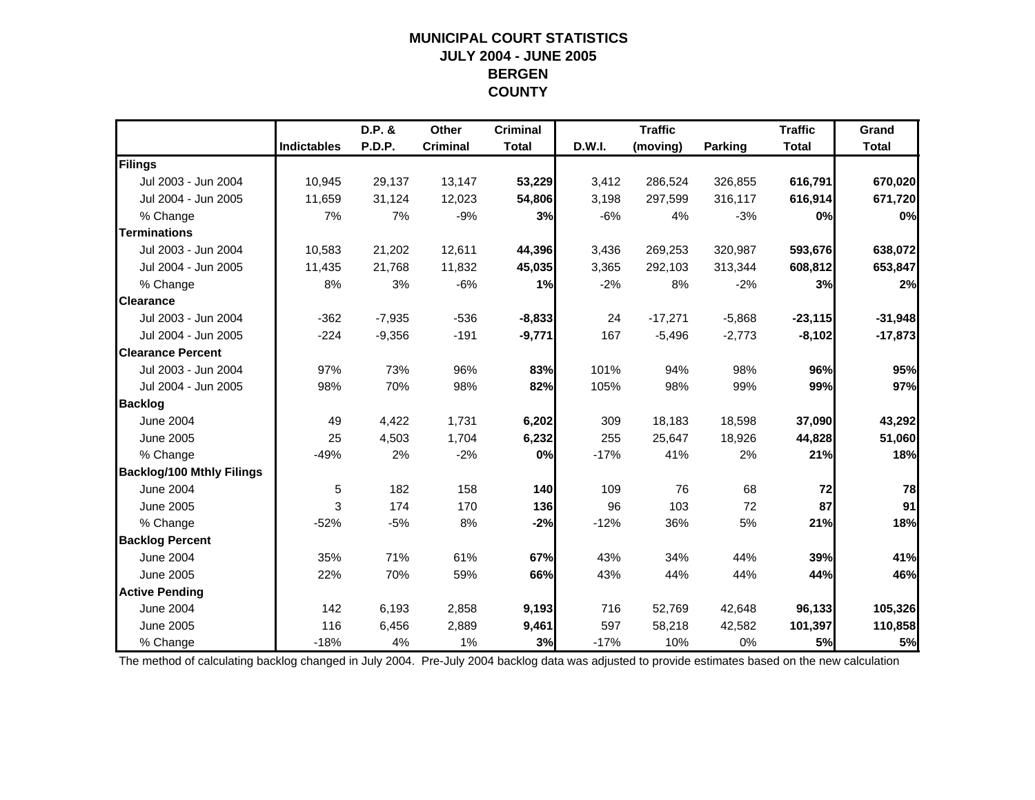# MUNICIPAL COURT STATISTICS
## JULY 2004 - JUNE 2005
## BERGEN COUNTY

| | Indictables | D.P. & P.D.P. | Other Criminal | Criminal Total | D.W.I. | Traffic (moving) | Parking | Traffic Total | Grand Total |
|---|---|---|---|---|---|---|---|---|---|
| **Filings** | | | | | | | | | |
| Jul 2003 - Jun 2004 | 10,945 | 29,137 | 13,147 | **53,229** | 3,412 | 286,524 | 326,855 | **616,791** | **670,020** |
| Jul 2004 - Jun 2005 | 11,659 | 31,124 | 12,023 | **54,806** | 3,198 | 297,599 | 316,117 | **616,914** | **671,720** |
| % Change | 7% | 7% | -9% | **3%** | -6% | 4% | -3% | **0%** | **0%** |
| **Terminations** | | | | | | | | | |
| Jul 2003 - Jun 2004 | 10,583 | 21,202 | 12,611 | **44,396** | 3,436 | 269,253 | 320,987 | **593,676** | **638,072** |
| Jul 2004 - Jun 2005 | 11,435 | 21,768 | 11,832 | **45,035** | 3,365 | 292,103 | 313,344 | **608,812** | **653,847** |
| % Change | 8% | 3% | -6% | **1%** | -2% | 8% | -2% | **3%** | **2%** |
| **Clearance** | | | | | | | | | |
| Jul 2003 - Jun 2004 | -362 | -7,935 | -536 | **-8,833** | 24 | -17,271 | -5,868 | **-23,115** | **-31,948** |
| Jul 2004 - Jun 2005 | -224 | -9,356 | -191 | **-9,771** | 167 | -5,496 | -2,773 | **-8,102** | **-17,873** |
| **Clearance Percent** | | | | | | | | | |
| Jul 2003 - Jun 2004 | 97% | 73% | 96% | **83%** | 101% | 94% | 98% | **96%** | **95%** |
| Jul 2004 - Jun 2005 | 98% | 70% | 98% | **82%** | 105% | 98% | 99% | **99%** | **97%** |
| **Backlog** | | | | | | | | | |
| June 2004 | 49 | 4,422 | 1,731 | **6,202** | 309 | 18,183 | 18,598 | **37,090** | **43,292** |
| June 2005 | 25 | 4,503 | 1,704 | **6,232** | 255 | 25,647 | 18,926 | **44,828** | **51,060** |
| % Change | -49% | 2% | -2% | **0%** | -17% | 41% | 2% | **21%** | **18%** |
| **Backlog/100 Mthly Filings** | | | | | | | | | |
| June 2004 | 5 | 182 | 158 | **140** | 109 | 76 | 68 | **72** | **78** |
| June 2005 | 3 | 174 | 170 | **136** | 96 | 103 | 72 | **87** | **91** |
| % Change | -52% | -5% | 8% | **-2%** | -12% | 36% | 5% | **21%** | **18%** |
| **Backlog Percent** | | | | | | | | | |
| June 2004 | 35% | 71% | 61% | **67%** | 43% | 34% | 44% | **39%** | **41%** |
| June 2005 | 22% | 70% | 59% | **66%** | 43% | 44% | 44% | **44%** | **46%** |
| **Active Pending** | | | | | | | | | |
| June 2004 | 142 | 6,193 | 2,858 | **9,193** | 716 | 52,769 | 42,648 | **96,133** | **105,326** |
| June 2005 | 116 | 6,456 | 2,889 | **9,461** | 597 | 58,218 | 42,582 | **101,397** | **110,858** |
| % Change | -18% | 4% | 1% | **3%** | -17% | 10% | 0% | **5%** | **5%** |

The method of calculating backlog changed in July 2004. Pre-July 2004 backlog data was adjusted to provide estimates based on the new calculation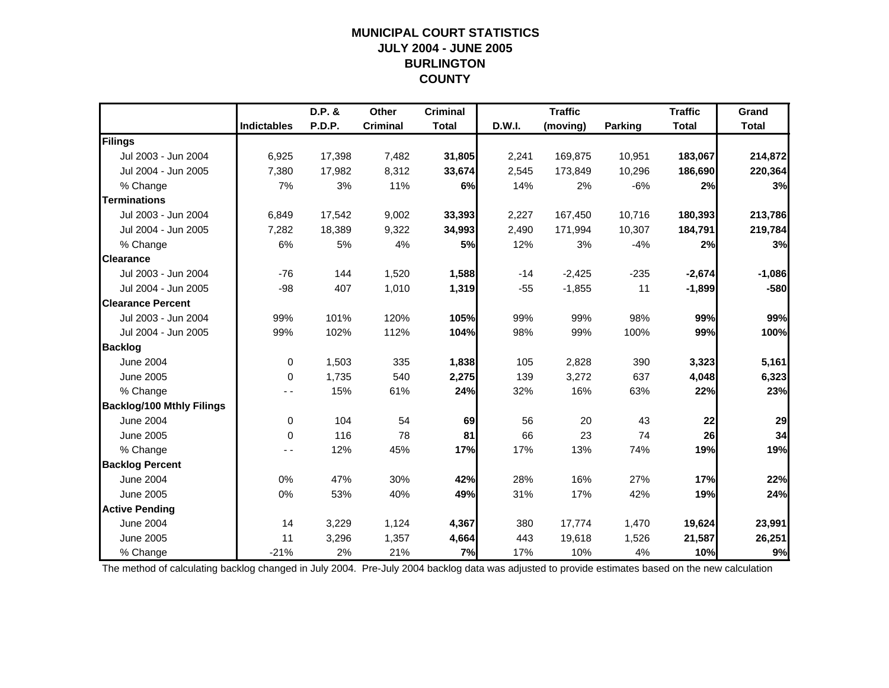# MUNICIPAL COURT STATISTICS
## JULY 2004 - JUNE 2005
## BURLINGTON
## COUNTY

| | Indictables | D.P. & P.D.P. | Other Criminal | Criminal Total | D.W.I. | Traffic (moving) | Parking | Traffic Total | Grand Total |
|---|---|---|---|---|---|---|---|---|---|
| **Filings** | | | | | | | | | |
| Jul 2003 - Jun 2004 | 6,925 | 17,398 | 7,482 | **31,805** | 2,241 | 169,875 | 10,951 | **183,067** | **214,872** |
| Jul 2004 - Jun 2005 | 7,380 | 17,982 | 8,312 | **33,674** | 2,545 | 173,849 | 10,296 | **186,690** | **220,364** |
| % Change | 7% | 3% | 11% | **6%** | 14% | 2% | -6% | **2%** | **3%** |
| **Terminations** | | | | | | | | | |
| Jul 2003 - Jun 2004 | 6,849 | 17,542 | 9,002 | **33,393** | 2,227 | 167,450 | 10,716 | **180,393** | **213,786** |
| Jul 2004 - Jun 2005 | 7,282 | 18,389 | 9,322 | **34,993** | 2,490 | 171,994 | 10,307 | **184,791** | **219,784** |
| % Change | 6% | 5% | 4% | **5%** | 12% | 3% | -4% | **2%** | **3%** |
| **Clearance** | | | | | | | | | |
| Jul 2003 - Jun 2004 | -76 | 144 | 1,520 | **1,588** | -14 | -2,425 | -235 | **-2,674** | **-1,086** |
| Jul 2004 - Jun 2005 | -98 | 407 | 1,010 | **1,319** | -55 | -1,855 | 11 | **-1,899** | **-580** |
| **Clearance Percent** | | | | | | | | | |
| Jul 2003 - Jun 2004 | 99% | 101% | 120% | **105%** | 99% | 99% | 98% | **99%** | **99%** |
| Jul 2004 - Jun 2005 | 99% | 102% | 112% | **104%** | 98% | 99% | 100% | **99%** | **100%** |
| **Backlog** | | | | | | | | | |
| June 2004 | 0 | 1,503 | 335 | **1,838** | 105 | 2,828 | 390 | **3,323** | **5,161** |
| June 2005 | 0 | 1,735 | 540 | **2,275** | 139 | 3,272 | 637 | **4,048** | **6,323** |
| % Change | - - | 15% | 61% | **24%** | 32% | 16% | 63% | **22%** | **23%** |
| **Backlog/100 Mthly Filings** | | | | | | | | | |
| June 2004 | 0 | 104 | 54 | **69** | 56 | 20 | 43 | **22** | **29** |
| June 2005 | 0 | 116 | 78 | **81** | 66 | 23 | 74 | **26** | **34** |
| % Change | - - | 12% | 45% | **17%** | 17% | 13% | 74% | **19%** | **19%** |
| **Backlog Percent** | | | | | | | | | |
| June 2004 | 0% | 47% | 30% | **42%** | 28% | 16% | 27% | **17%** | **22%** |
| June 2005 | 0% | 53% | 40% | **49%** | 31% | 17% | 42% | **19%** | **24%** |
| **Active Pending** | | | | | | | | | |
| June 2004 | 14 | 3,229 | 1,124 | **4,367** | 380 | 17,774 | 1,470 | **19,624** | **23,991** |
| June 2005 | 11 | 3,296 | 1,357 | **4,664** | 443 | 19,618 | 1,526 | **21,587** | **26,251** |
| % Change | -21% | 2% | 21% | **7%** | 17% | 10% | 4% | **10%** | **9%** |

The method of calculating backlog changed in July 2004. Pre-July 2004 backlog data was adjusted to provide estimates based on the new calculation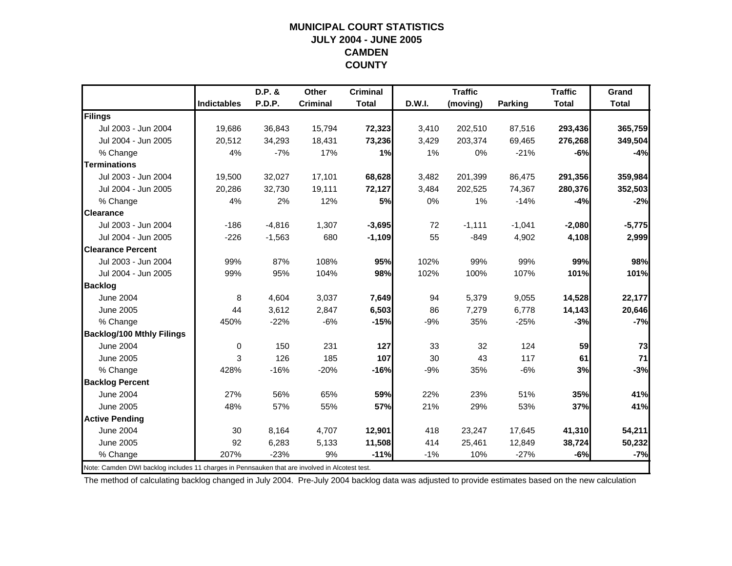# MUNICIPAL COURT STATISTICS
## JULY 2004 - JUNE 2005
## CAMDEN
## COUNTY

| | Indictables | D.P. & P.D.P. | Other Criminal | Criminal Total | D.W.I. | Traffic (moving) | Parking | Traffic Total | Grand Total |
|---|---|---|---|---|---|---|---|---|---|
| **Filings** | | | | | | | | | |
| Jul 2003 - Jun 2004 | 19,686 | 36,843 | 15,794 | **72,323** | 3,410 | 202,510 | 87,516 | **293,436** | **365,759** |
| Jul 2004 - Jun 2005 | 20,512 | 34,293 | 18,431 | **73,236** | 3,429 | 203,374 | 69,465 | **276,268** | **349,504** |
| % Change | 4% | -7% | 17% | **1%** | 1% | 0% | -21% | **-6%** | **-4%** |
| **Terminations** | | | | | | | | | |
| Jul 2003 - Jun 2004 | 19,500 | 32,027 | 17,101 | **68,628** | 3,482 | 201,399 | 86,475 | **291,356** | **359,984** |
| Jul 2004 - Jun 2005 | 20,286 | 32,730 | 19,111 | **72,127** | 3,484 | 202,525 | 74,367 | **280,376** | **352,503** |
| % Change | 4% | 2% | 12% | **5%** | 0% | 1% | -14% | **-4%** | **-2%** |
| **Clearance** | | | | | | | | | |
| Jul 2003 - Jun 2004 | -186 | -4,816 | 1,307 | **-3,695** | 72 | -1,111 | -1,041 | **-2,080** | **-5,775** |
| Jul 2004 - Jun 2005 | -226 | -1,563 | 680 | **-1,109** | 55 | -849 | 4,902 | **4,108** | **2,999** |
| **Clearance Percent** | | | | | | | | | |
| Jul 2003 - Jun 2004 | 99% | 87% | 108% | **95%** | 102% | 99% | 99% | **99%** | **98%** |
| Jul 2004 - Jun 2005 | 99% | 95% | 104% | **98%** | 102% | 100% | 107% | **101%** | **101%** |
| **Backlog** | | | | | | | | | |
| June 2004 | 8 | 4,604 | 3,037 | **7,649** | 94 | 5,379 | 9,055 | **14,528** | **22,177** |
| June 2005 | 44 | 3,612 | 2,847 | **6,503** | 86 | 7,279 | 6,778 | **14,143** | **20,646** |
| % Change | 450% | -22% | -6% | **-15%** | -9% | 35% | -25% | **-3%** | **-7%** |
| **Backlog/100 Mthly Filings** | | | | | | | | | |
| June 2004 | 0 | 150 | 231 | **127** | 33 | 32 | 124 | **59** | **73** |
| June 2005 | 3 | 126 | 185 | **107** | 30 | 43 | 117 | **61** | **71** |
| % Change | 428% | -16% | -20% | **-16%** | -9% | 35% | -6% | **3%** | **-3%** |
| **Backlog Percent** | | | | | | | | | |
| June 2004 | 27% | 56% | 65% | **59%** | 22% | 23% | 51% | **35%** | **41%** |
| June 2005 | 48% | 57% | 55% | **57%** | 21% | 29% | 53% | **37%** | **41%** |
| **Active Pending** | | | | | | | | | |
| June 2004 | 30 | 8,164 | 4,707 | **12,901** | 418 | 23,247 | 17,645 | **41,310** | **54,211** |
| June 2005 | 92 | 6,283 | 5,133 | **11,508** | 414 | 25,461 | 12,849 | **38,724** | **50,232** |
| % Change | 207% | -23% | 9% | **-11%** | -1% | 10% | -27% | **-6%** | **-7%** |

Note: Camden DWI backlog includes 11 charges in Pennsauken that are involved in Alcotest test.

The method of calculating backlog changed in July 2004. Pre-July 2004 backlog data was adjusted to provide estimates based on the new calculation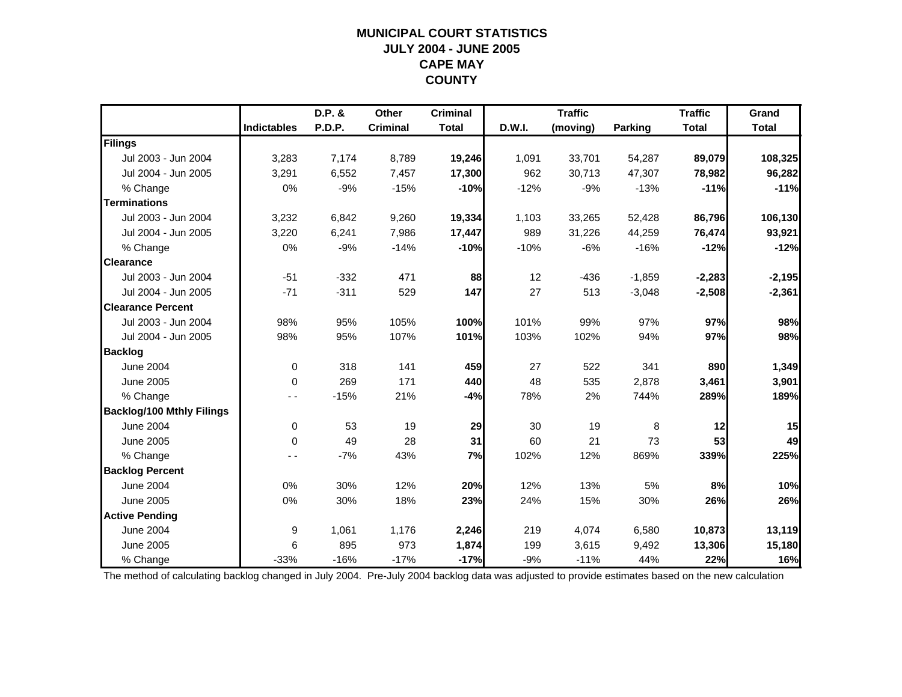# MUNICIPAL COURT STATISTICS
# JULY 2004 - JUNE 2005
# CAPE MAY
# COUNTY

| | Indictables | D.P. & P.D.P. | Other Criminal | Criminal Total | D.W.I. | Traffic (moving) | Parking | Traffic Total | Grand Total |
|---|---|---|---|---|---|---|---|---|---|
| **Filings** | | | | | | | | | |
| Jul 2003 - Jun 2004 | 3,283 | 7,174 | 8,789 | **19,246** | 1,091 | 33,701 | 54,287 | **89,079** | **108,325** |
| Jul 2004 - Jun 2005 | 3,291 | 6,552 | 7,457 | **17,300** | 962 | 30,713 | 47,307 | **78,982** | **96,282** |
| % Change | 0% | -9% | -15% | **-10%** | -12% | -9% | -13% | **-11%** | **-11%** |
| **Terminations** | | | | | | | | | |
| Jul 2003 - Jun 2004 | 3,232 | 6,842 | 9,260 | **19,334** | 1,103 | 33,265 | 52,428 | **86,796** | **106,130** |
| Jul 2004 - Jun 2005 | 3,220 | 6,241 | 7,986 | **17,447** | 989 | 31,226 | 44,259 | **76,474** | **93,921** |
| % Change | 0% | -9% | -14% | **-10%** | -10% | -6% | -16% | **-12%** | **-12%** |
| **Clearance** | | | | | | | | | |
| Jul 2003 - Jun 2004 | -51 | -332 | 471 | **88** | 12 | -436 | -1,859 | **-2,283** | **-2,195** |
| Jul 2004 - Jun 2005 | -71 | -311 | 529 | **147** | 27 | 513 | -3,048 | **-2,508** | **-2,361** |
| **Clearance Percent** | | | | | | | | | |
| Jul 2003 - Jun 2004 | 98% | 95% | 105% | **100%** | 101% | 99% | 97% | **97%** | **98%** |
| Jul 2004 - Jun 2005 | 98% | 95% | 107% | **101%** | 103% | 102% | 94% | **97%** | **98%** |
| **Backlog** | | | | | | | | | |
| June 2004 | 0 | 318 | 141 | **459** | 27 | 522 | 341 | **890** | **1,349** |
| June 2005 | 0 | 269 | 171 | **440** | 48 | 535 | 2,878 | **3,461** | **3,901** |
| % Change | - - | -15% | 21% | **-4%** | 78% | 2% | 744% | **289%** | **189%** |
| **Backlog/100 Mthly Filings** | | | | | | | | | |
| June 2004 | 0 | 53 | 19 | **29** | 30 | 19 | 8 | **12** | **15** |
| June 2005 | 0 | 49 | 28 | **31** | 60 | 21 | 73 | **53** | **49** |
| % Change | - - | -7% | 43% | **7%** | 102% | 12% | 869% | **339%** | **225%** |
| **Backlog Percent** | | | | | | | | | |
| June 2004 | 0% | 30% | 12% | **20%** | 12% | 13% | 5% | **8%** | **10%** |
| June 2005 | 0% | 30% | 18% | **23%** | 24% | 15% | 30% | **26%** | **26%** |
| **Active Pending** | | | | | | | | | |
| June 2004 | 9 | 1,061 | 1,176 | **2,246** | 219 | 4,074 | 6,580 | **10,873** | **13,119** |
| June 2005 | 6 | 895 | 973 | **1,874** | 199 | 3,615 | 9,492 | **13,306** | **15,180** |
| % Change | -33% | -16% | -17% | **-17%** | -9% | -11% | 44% | **22%** | **16%** |

The method of calculating backlog changed in July 2004. Pre-July 2004 backlog data was adjusted to provide estimates based on the new calculation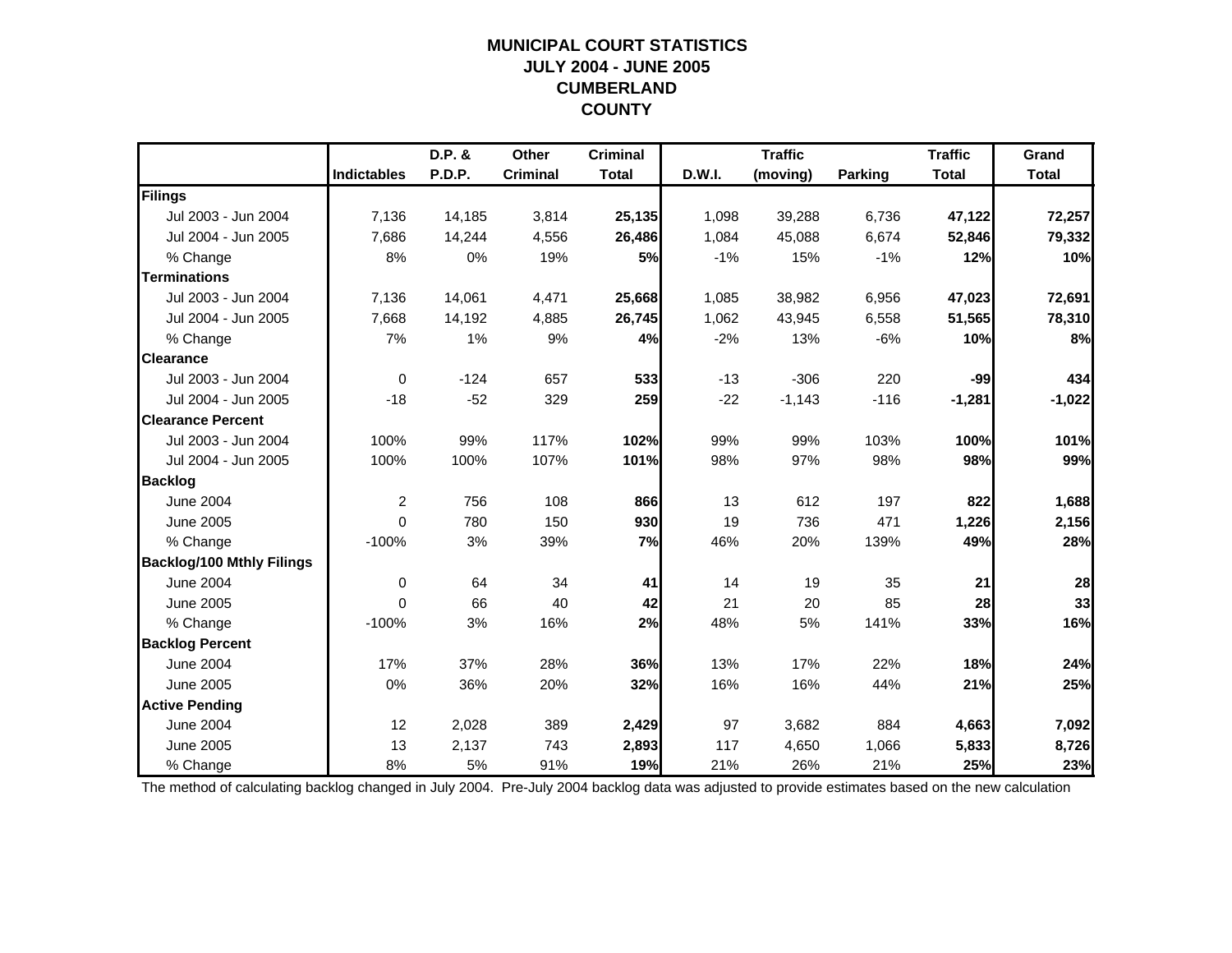# MUNICIPAL COURT STATISTICS
# JULY 2004 - JUNE 2005
# CUMBERLAND
# COUNTY

| | Indictables | D.P. & P.D.P. | Other Criminal | Criminal Total | D.W.I. | Traffic (moving) | Parking | Traffic Total | Grand Total |
|---|---|---|---|---|---|---|---|---|---|
| **Filings** | | | | | | | | | |
| Jul 2003 - Jun 2004 | 7,136 | 14,185 | 3,814 | **25,135** | 1,098 | 39,288 | 6,736 | **47,122** | **72,257** |
| Jul 2004 - Jun 2005 | 7,686 | 14,244 | 4,556 | **26,486** | 1,084 | 45,088 | 6,674 | **52,846** | **79,332** |
| % Change | 8% | 0% | 19% | **5%** | -1% | 15% | -1% | **12%** | **10%** |
| **Terminations** | | | | | | | | | |
| Jul 2003 - Jun 2004 | 7,136 | 14,061 | 4,471 | **25,668** | 1,085 | 38,982 | 6,956 | **47,023** | **72,691** |
| Jul 2004 - Jun 2005 | 7,668 | 14,192 | 4,885 | **26,745** | 1,062 | 43,945 | 6,558 | **51,565** | **78,310** |
| % Change | 7% | 1% | 9% | **4%** | -2% | 13% | -6% | **10%** | **8%** |
| **Clearance** | | | | | | | | | |
| Jul 2003 - Jun 2004 | 0 | -124 | 657 | **533** | -13 | -306 | 220 | **-99** | **434** |
| Jul 2004 - Jun 2005 | -18 | -52 | 329 | **259** | -22 | -1,143 | -116 | **-1,281** | **-1,022** |
| **Clearance Percent** | | | | | | | | | |
| Jul 2003 - Jun 2004 | 100% | 99% | 117% | **102%** | 99% | 99% | 103% | **100%** | **101%** |
| Jul 2004 - Jun 2005 | 100% | 100% | 107% | **101%** | 98% | 97% | 98% | **98%** | **99%** |
| **Backlog** | | | | | | | | | |
| June 2004 | 2 | 756 | 108 | **866** | 13 | 612 | 197 | **822** | **1,688** |
| June 2005 | 0 | 780 | 150 | **930** | 19 | 736 | 471 | **1,226** | **2,156** |
| % Change | -100% | 3% | 39% | **7%** | 46% | 20% | 139% | **49%** | **28%** |
| **Backlog/100 Mthly Filings** | | | | | | | | | |
| June 2004 | 0 | 64 | 34 | **41** | 14 | 19 | 35 | **21** | **28** |
| June 2005 | 0 | 66 | 40 | **42** | 21 | 20 | 85 | **28** | **33** |
| % Change | -100% | 3% | 16% | **2%** | 48% | 5% | 141% | **33%** | **16%** |
| **Backlog Percent** | | | | | | | | | |
| June 2004 | 17% | 37% | 28% | **36%** | 13% | 17% | 22% | **18%** | **24%** |
| June 2005 | 0% | 36% | 20% | **32%** | 16% | 16% | 44% | **21%** | **25%** |
| **Active Pending** | | | | | | | | | |
| June 2004 | 12 | 2,028 | 389 | **2,429** | 97 | 3,682 | 884 | **4,663** | **7,092** |
| June 2005 | 13 | 2,137 | 743 | **2,893** | 117 | 4,650 | 1,066 | **5,833** | **8,726** |
| % Change | 8% | 5% | 91% | **19%** | 21% | 26% | 21% | **25%** | **23%** |

The method of calculating backlog changed in July 2004. Pre-July 2004 backlog data was adjusted to provide estimates based on the new calculation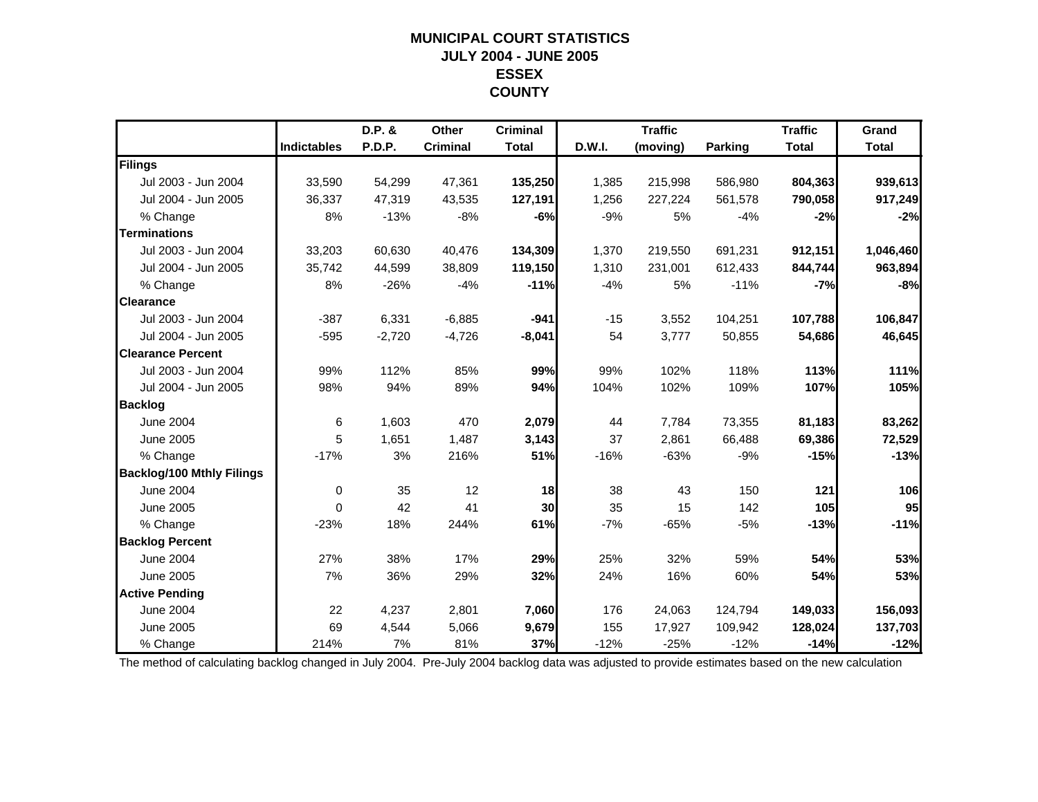# MUNICIPAL COURT STATISTICS
## JULY 2004 - JUNE 2005
## ESSEX
## COUNTY

| | Indictables | D.P. & P.D.P. | Other Criminal | Criminal Total | D.W.I. | Traffic (moving) | Parking | Traffic Total | Grand Total |
|---|---|---|---|---|---|---|---|---|---|
| **Filings** | | | | | | | | | |
| Jul 2003 - Jun 2004 | 33,590 | 54,299 | 47,361 | **135,250** | 1,385 | 215,998 | 586,980 | **804,363** | **939,613** |
| Jul 2004 - Jun 2005 | 36,337 | 47,319 | 43,535 | **127,191** | 1,256 | 227,224 | 561,578 | **790,058** | **917,249** |
| % Change | 8% | -13% | -8% | **-6%** | -9% | 5% | -4% | **-2%** | **-2%** |
| **Terminations** | | | | | | | | | |
| Jul 2003 - Jun 2004 | 33,203 | 60,630 | 40,476 | **134,309** | 1,370 | 219,550 | 691,231 | **912,151** | **1,046,460** |
| Jul 2004 - Jun 2005 | 35,742 | 44,599 | 38,809 | **119,150** | 1,310 | 231,001 | 612,433 | **844,744** | **963,894** |
| % Change | 8% | -26% | -4% | **-11%** | -4% | 5% | -11% | **-7%** | **-8%** |
| **Clearance** | | | | | | | | | |
| Jul 2003 - Jun 2004 | -387 | 6,331 | -6,885 | **-941** | -15 | 3,552 | 104,251 | **107,788** | **106,847** |
| Jul 2004 - Jun 2005 | -595 | -2,720 | -4,726 | **-8,041** | 54 | 3,777 | 50,855 | **54,686** | **46,645** |
| **Clearance Percent** | | | | | | | | | |
| Jul 2003 - Jun 2004 | 99% | 112% | 85% | **99%** | 99% | 102% | 118% | **113%** | **111%** |
| Jul 2004 - Jun 2005 | 98% | 94% | 89% | **94%** | 104% | 102% | 109% | **107%** | **105%** |
| **Backlog** | | | | | | | | | |
| June 2004 | 6 | 1,603 | 470 | **2,079** | 44 | 7,784 | 73,355 | **81,183** | **83,262** |
| June 2005 | 5 | 1,651 | 1,487 | **3,143** | 37 | 2,861 | 66,488 | **69,386** | **72,529** |
| % Change | -17% | 3% | 216% | **51%** | -16% | -63% | -9% | **-15%** | **-13%** |
| **Backlog/100 Mthly Filings** | | | | | | | | | |
| June 2004 | 0 | 35 | 12 | **18** | 38 | 43 | 150 | **121** | **106** |
| June 2005 | 0 | 42 | 41 | **30** | 35 | 15 | 142 | **105** | **95** |
| % Change | -23% | 18% | 244% | **61%** | -7% | -65% | -5% | **-13%** | **-11%** |
| **Backlog Percent** | | | | | | | | | |
| June 2004 | 27% | 38% | 17% | **29%** | 25% | 32% | 59% | **54%** | **53%** |
| June 2005 | 7% | 36% | 29% | **32%** | 24% | 16% | 60% | **54%** | **53%** |
| **Active Pending** | | | | | | | | | |
| June 2004 | 22 | 4,237 | 2,801 | **7,060** | 176 | 24,063 | 124,794 | **149,033** | **156,093** |
| June 2005 | 69 | 4,544 | 5,066 | **9,679** | 155 | 17,927 | 109,942 | **128,024** | **137,703** |
| % Change | 214% | 7% | 81% | **37%** | -12% | -25% | -12% | **-14%** | **-12%** |

The method of calculating backlog changed in July 2004. Pre-July 2004 backlog data was adjusted to provide estimates based on the new calculation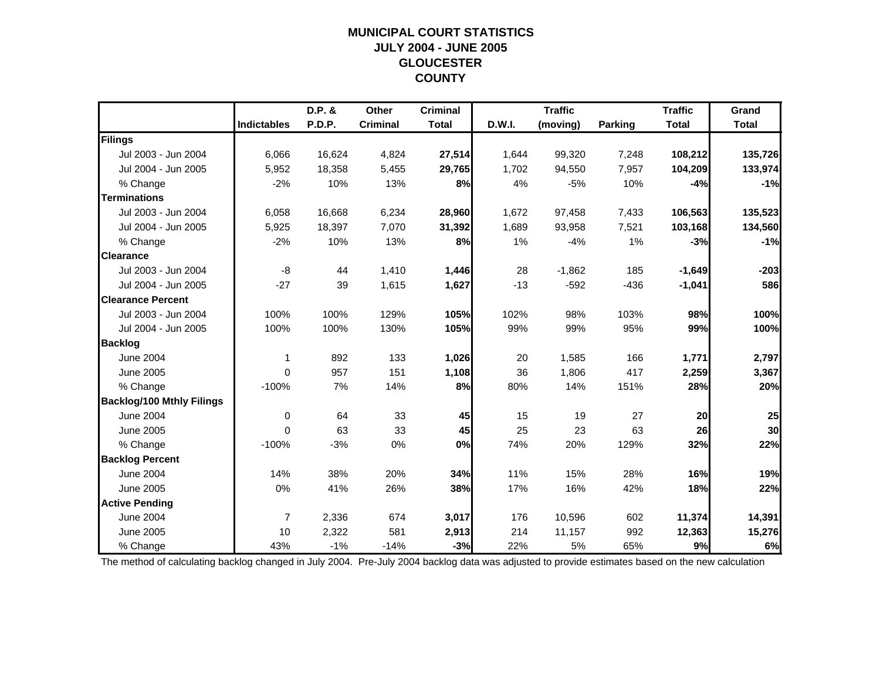# MUNICIPAL COURT STATISTICS
## JULY 2004 - JUNE 2005
## GLOUCESTER COUNTY

| | Indictables | D.P. & P.D.P. | Other Criminal | Criminal Total | D.W.I. | Traffic (moving) | Parking | Traffic Total | Grand Total |
|---|---|---|---|---|---|---|---|---|---|
| **Filings** | | | | | | | | | |
| Jul 2003 - Jun 2004 | 6,066 | 16,624 | 4,824 | **27,514** | 1,644 | 99,320 | 7,248 | **108,212** | **135,726** |
| Jul 2004 - Jun 2005 | 5,952 | 18,358 | 5,455 | **29,765** | 1,702 | 94,550 | 7,957 | **104,209** | **133,974** |
| % Change | -2% | 10% | 13% | **8%** | 4% | -5% | 10% | **-4%** | **-1%** |
| **Terminations** | | | | | | | | | |
| Jul 2003 - Jun 2004 | 6,058 | 16,668 | 6,234 | **28,960** | 1,672 | 97,458 | 7,433 | **106,563** | **135,523** |
| Jul 2004 - Jun 2005 | 5,925 | 18,397 | 7,070 | **31,392** | 1,689 | 93,958 | 7,521 | **103,168** | **134,560** |
| % Change | -2% | 10% | 13% | **8%** | 1% | -4% | 1% | **-3%** | **-1%** |
| **Clearance** | | | | | | | | | |
| Jul 2003 - Jun 2004 | -8 | 44 | 1,410 | **1,446** | 28 | -1,862 | 185 | **-1,649** | **-203** |
| Jul 2004 - Jun 2005 | -27 | 39 | 1,615 | **1,627** | -13 | -592 | -436 | **-1,041** | **586** |
| **Clearance Percent** | | | | | | | | | |
| Jul 2003 - Jun 2004 | 100% | 100% | 129% | **105%** | 102% | 98% | 103% | **98%** | **100%** |
| Jul 2004 - Jun 2005 | 100% | 100% | 130% | **105%** | 99% | 99% | 95% | **99%** | **100%** |
| **Backlog** | | | | | | | | | |
| June 2004 | 1 | 892 | 133 | **1,026** | 20 | 1,585 | 166 | **1,771** | **2,797** |
| June 2005 | 0 | 957 | 151 | **1,108** | 36 | 1,806 | 417 | **2,259** | **3,367** |
| % Change | -100% | 7% | 14% | **8%** | 80% | 14% | 151% | **28%** | **20%** |
| **Backlog/100 Mthly Filings** | | | | | | | | | |
| June 2004 | 0 | 64 | 33 | **45** | 15 | 19 | 27 | **20** | **25** |
| June 2005 | 0 | 63 | 33 | **45** | 25 | 23 | 63 | **26** | **30** |
| % Change | -100% | -3% | 0% | **0%** | 74% | 20% | 129% | **32%** | **22%** |
| **Backlog Percent** | | | | | | | | | |
| June 2004 | 14% | 38% | 20% | **34%** | 11% | 15% | 28% | **16%** | **19%** |
| June 2005 | 0% | 41% | 26% | **38%** | 17% | 16% | 42% | **18%** | **22%** |
| **Active Pending** | | | | | | | | | |
| June 2004 | 7 | 2,336 | 674 | **3,017** | 176 | 10,596 | 602 | **11,374** | **14,391** |
| June 2005 | 10 | 2,322 | 581 | **2,913** | 214 | 11,157 | 992 | **12,363** | **15,276** |
| % Change | 43% | -1% | -14% | **-3%** | 22% | 5% | 65% | **9%** | **6%** |

The method of calculating backlog changed in July 2004. Pre-July 2004 backlog data was adjusted to provide estimates based on the new calculation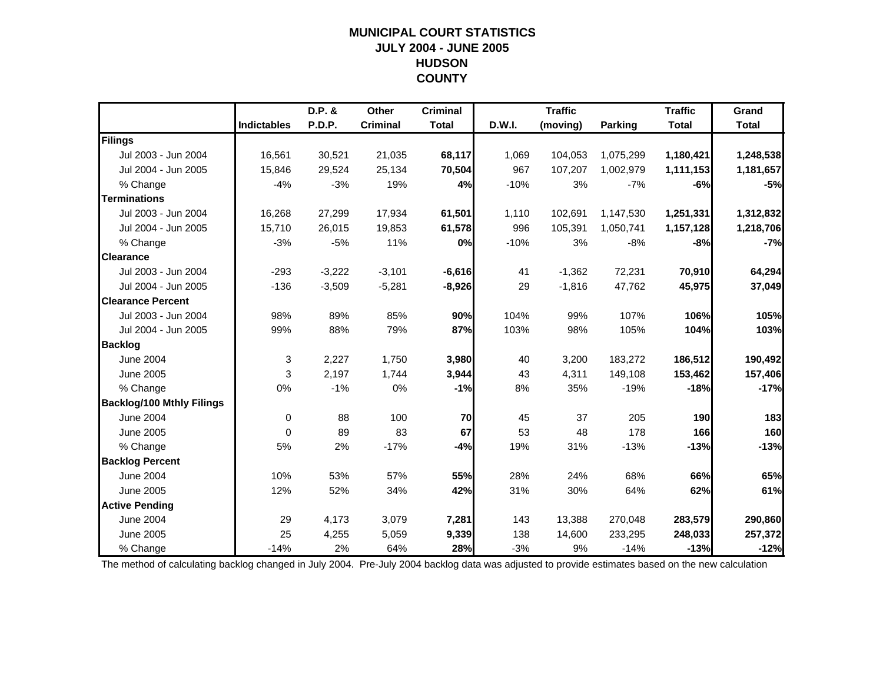# MUNICIPAL COURT STATISTICS
## JULY 2004 - JUNE 2005
## HUDSON COUNTY

| | Indictables | D.P. & P.D.P. | Other Criminal | Criminal Total | D.W.I. | Traffic (moving) | Parking | Traffic Total | Grand Total |
|---|---|---|---|---|---|---|---|---|---|
| **Filings** | | | | | | | | | |
| Jul 2003 - Jun 2004 | 16,561 | 30,521 | 21,035 | **68,117** | 1,069 | 104,053 | 1,075,299 | **1,180,421** | **1,248,538** |
| Jul 2004 - Jun 2005 | 15,846 | 29,524 | 25,134 | **70,504** | 967 | 107,207 | 1,002,979 | **1,111,153** | **1,181,657** |
| % Change | -4% | -3% | 19% | **4%** | -10% | 3% | -7% | **-6%** | **-5%** |
| **Terminations** | | | | | | | | | |
| Jul 2003 - Jun 2004 | 16,268 | 27,299 | 17,934 | **61,501** | 1,110 | 102,691 | 1,147,530 | **1,251,331** | **1,312,832** |
| Jul 2004 - Jun 2005 | 15,710 | 26,015 | 19,853 | **61,578** | 996 | 105,391 | 1,050,741 | **1,157,128** | **1,218,706** |
| % Change | -3% | -5% | 11% | **0%** | -10% | 3% | -8% | **-8%** | **-7%** |
| **Clearance** | | | | | | | | | |
| Jul 2003 - Jun 2004 | -293 | -3,222 | -3,101 | **-6,616** | 41 | -1,362 | 72,231 | **70,910** | **64,294** |
| Jul 2004 - Jun 2005 | -136 | -3,509 | -5,281 | **-8,926** | 29 | -1,816 | 47,762 | **45,975** | **37,049** |
| **Clearance Percent** | | | | | | | | | |
| Jul 2003 - Jun 2004 | 98% | 89% | 85% | **90%** | 104% | 99% | 107% | **106%** | **105%** |
| Jul 2004 - Jun 2005 | 99% | 88% | 79% | **87%** | 103% | 98% | 105% | **104%** | **103%** |
| **Backlog** | | | | | | | | | |
| June 2004 | 3 | 2,227 | 1,750 | **3,980** | 40 | 3,200 | 183,272 | **186,512** | **190,492** |
| June 2005 | 3 | 2,197 | 1,744 | **3,944** | 43 | 4,311 | 149,108 | **153,462** | **157,406** |
| % Change | 0% | -1% | 0% | **-1%** | 8% | 35% | -19% | **-18%** | **-17%** |
| **Backlog/100 Mthly Filings** | | | | | | | | | |
| June 2004 | 0 | 88 | 100 | **70** | 45 | 37 | 205 | **190** | **183** |
| June 2005 | 0 | 89 | 83 | **67** | 53 | 48 | 178 | **166** | **160** |
| % Change | 5% | 2% | -17% | **-4%** | 19% | 31% | -13% | **-13%** | **-13%** |
| **Backlog Percent** | | | | | | | | | |
| June 2004 | 10% | 53% | 57% | **55%** | 28% | 24% | 68% | **66%** | **65%** |
| June 2005 | 12% | 52% | 34% | **42%** | 31% | 30% | 64% | **62%** | **61%** |
| **Active Pending** | | | | | | | | | |
| June 2004 | 29 | 4,173 | 3,079 | **7,281** | 143 | 13,388 | 270,048 | **283,579** | **290,860** |
| June 2005 | 25 | 4,255 | 5,059 | **9,339** | 138 | 14,600 | 233,295 | **248,033** | **257,372** |
| % Change | -14% | 2% | 64% | **28%** | -3% | 9% | -14% | **-13%** | **-12%** |

The method of calculating backlog changed in July 2004. Pre-July 2004 backlog data was adjusted to provide estimates based on the new calculation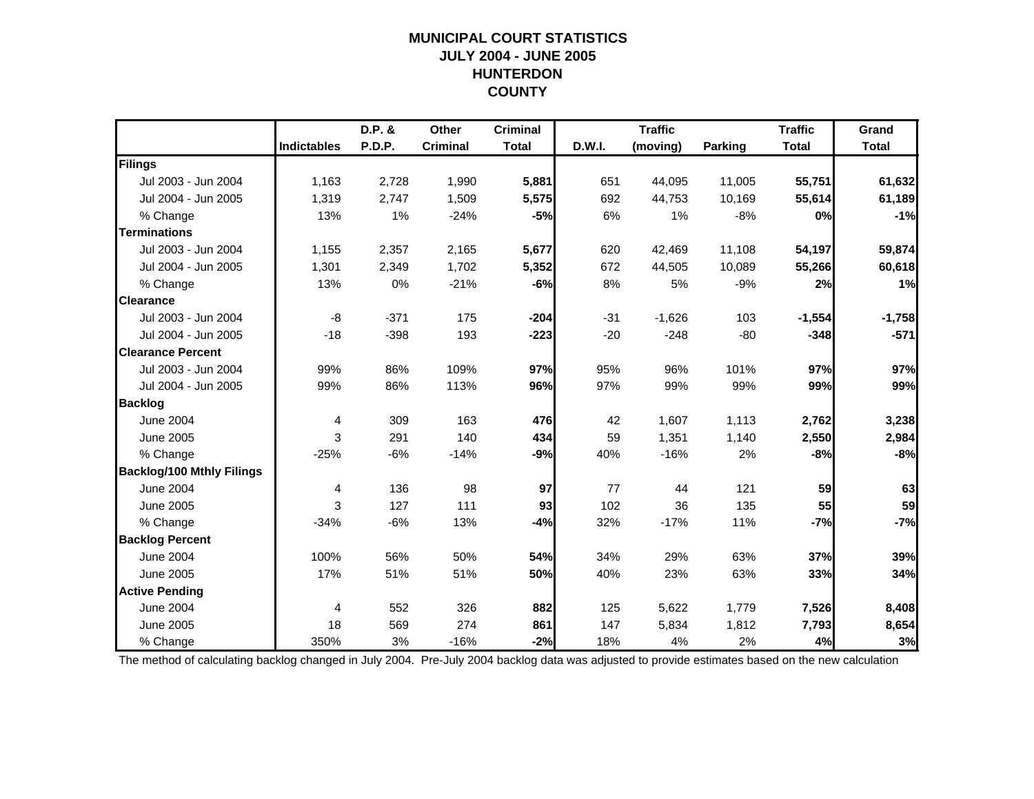# MUNICIPAL COURT STATISTICS
# JULY 2004 - JUNE 2005
# HUNTERDON
# COUNTY

| | Indictables | D.P. & P.D.P. | Other Criminal | Criminal Total | D.W.I. | Traffic (moving) | Parking | Traffic Total | Grand Total |
|---|---|---|---|---|---|---|---|---|---|
| **Filings** | | | | | | | | | |
| Jul 2003 - Jun 2004 | 1,163 | 2,728 | 1,990 | **5,881** | 651 | 44,095 | 11,005 | **55,751** | **61,632** |
| Jul 2004 - Jun 2005 | 1,319 | 2,747 | 1,509 | **5,575** | 692 | 44,753 | 10,169 | **55,614** | **61,189** |
| % Change | 13% | 1% | -24% | **-5%** | 6% | 1% | -8% | **0%** | **-1%** |
| **Terminations** | | | | | | | | | |
| Jul 2003 - Jun 2004 | 1,155 | 2,357 | 2,165 | **5,677** | 620 | 42,469 | 11,108 | **54,197** | **59,874** |
| Jul 2004 - Jun 2005 | 1,301 | 2,349 | 1,702 | **5,352** | 672 | 44,505 | 10,089 | **55,266** | **60,618** |
| % Change | 13% | 0% | -21% | **-6%** | 8% | 5% | -9% | **2%** | **1%** |
| **Clearance** | | | | | | | | | |
| Jul 2003 - Jun 2004 | -8 | -371 | 175 | **-204** | -31 | -1,626 | 103 | **-1,554** | **-1,758** |
| Jul 2004 - Jun 2005 | -18 | -398 | 193 | **-223** | -20 | -248 | -80 | **-348** | **-571** |
| **Clearance Percent** | | | | | | | | | |
| Jul 2003 - Jun 2004 | 99% | 86% | 109% | **97%** | 95% | 96% | 101% | **97%** | **97%** |
| Jul 2004 - Jun 2005 | 99% | 86% | 113% | **96%** | 97% | 99% | 99% | **99%** | **99%** |
| **Backlog** | | | | | | | | | |
| June 2004 | 4 | 309 | 163 | **476** | 42 | 1,607 | 1,113 | **2,762** | **3,238** |
| June 2005 | 3 | 291 | 140 | **434** | 59 | 1,351 | 1,140 | **2,550** | **2,984** |
| % Change | -25% | -6% | -14% | **-9%** | 40% | -16% | 2% | **-8%** | **-8%** |
| **Backlog/100 Mthly Filings** | | | | | | | | | |
| June 2004 | 4 | 136 | 98 | **97** | 77 | 44 | 121 | **59** | **63** |
| June 2005 | 3 | 127 | 111 | **93** | 102 | 36 | 135 | **55** | **59** |
| % Change | -34% | -6% | 13% | **-4%** | 32% | -17% | 11% | **-7%** | **-7%** |
| **Backlog Percent** | | | | | | | | | |
| June 2004 | 100% | 56% | 50% | **54%** | 34% | 29% | 63% | **37%** | **39%** |
| June 2005 | 17% | 51% | 51% | **50%** | 40% | 23% | 63% | **33%** | **34%** |
| **Active Pending** | | | | | | | | | |
| June 2004 | 4 | 552 | 326 | **882** | 125 | 5,622 | 1,779 | **7,526** | **8,408** |
| June 2005 | 18 | 569 | 274 | **861** | 147 | 5,834 | 1,812 | **7,793** | **8,654** |
| % Change | 350% | 3% | -16% | **-2%** | 18% | 4% | 2% | **4%** | **3%** |

The method of calculating backlog changed in July 2004. Pre-July 2004 backlog data was adjusted to provide estimates based on the new calculation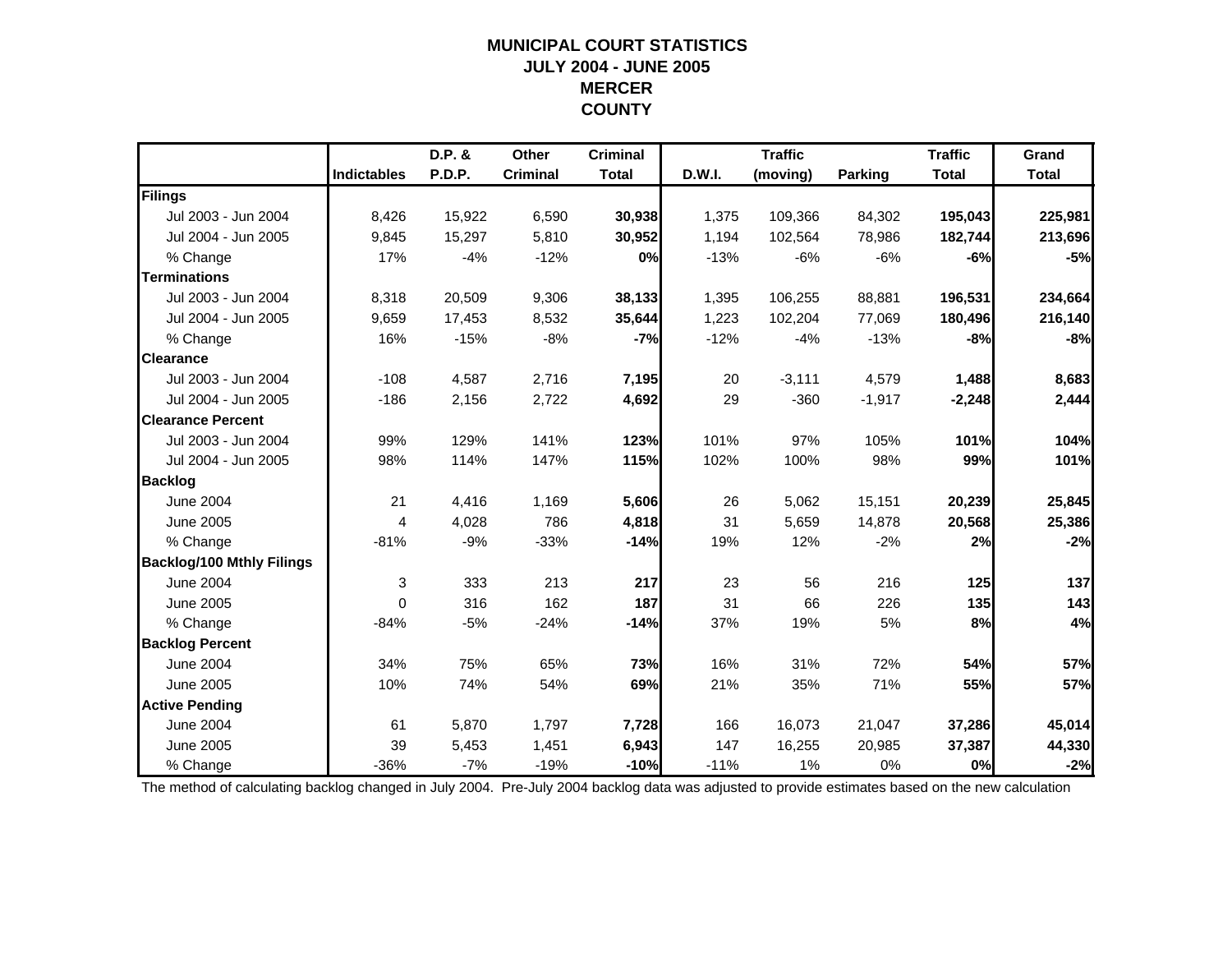# MUNICIPAL COURT STATISTICS
## JULY 2004 - JUNE 2005
## MERCER COUNTY

| | Indictables | D.P. & P.D.P. | Other Criminal | Criminal Total | D.W.I. | Traffic (moving) | Parking | Traffic Total | Grand Total |
|---|---|---|---|---|---|---|---|---|---|
| **Filings** | | | | | | | | | |
| Jul 2003 - Jun 2004 | 8,426 | 15,922 | 6,590 | **30,938** | 1,375 | 109,366 | 84,302 | **195,043** | **225,981** |
| Jul 2004 - Jun 2005 | 9,845 | 15,297 | 5,810 | **30,952** | 1,194 | 102,564 | 78,986 | **182,744** | **213,696** |
| % Change | 17% | -4% | -12% | **0%** | -13% | -6% | -6% | **-6%** | **-5%** |
| **Terminations** | | | | | | | | | |
| Jul 2003 - Jun 2004 | 8,318 | 20,509 | 9,306 | **38,133** | 1,395 | 106,255 | 88,881 | **196,531** | **234,664** |
| Jul 2004 - Jun 2005 | 9,659 | 17,453 | 8,532 | **35,644** | 1,223 | 102,204 | 77,069 | **180,496** | **216,140** |
| % Change | 16% | -15% | -8% | **-7%** | -12% | -4% | -13% | **-8%** | **-8%** |
| **Clearance** | | | | | | | | | |
| Jul 2003 - Jun 2004 | -108 | 4,587 | 2,716 | **7,195** | 20 | -3,111 | 4,579 | **1,488** | **8,683** |
| Jul 2004 - Jun 2005 | -186 | 2,156 | 2,722 | **4,692** | 29 | -360 | -1,917 | **-2,248** | **2,444** |
| **Clearance Percent** | | | | | | | | | |
| Jul 2003 - Jun 2004 | 99% | 129% | 141% | **123%** | 101% | 97% | 105% | **101%** | **104%** |
| Jul 2004 - Jun 2005 | 98% | 114% | 147% | **115%** | 102% | 100% | 98% | **99%** | **101%** |
| **Backlog** | | | | | | | | | |
| June 2004 | 21 | 4,416 | 1,169 | **5,606** | 26 | 5,062 | 15,151 | **20,239** | **25,845** |
| June 2005 | 4 | 4,028 | 786 | **4,818** | 31 | 5,659 | 14,878 | **20,568** | **25,386** |
| % Change | -81% | -9% | -33% | **-14%** | 19% | 12% | -2% | **2%** | **-2%** |
| **Backlog/100 Mthly Filings** | | | | | | | | | |
| June 2004 | 3 | 333 | 213 | **217** | 23 | 56 | 216 | **125** | **137** |
| June 2005 | 0 | 316 | 162 | **187** | 31 | 66 | 226 | **135** | **143** |
| % Change | -84% | -5% | -24% | **-14%** | 37% | 19% | 5% | **8%** | **4%** |
| **Backlog Percent** | | | | | | | | | |
| June 2004 | 34% | 75% | 65% | **73%** | 16% | 31% | 72% | **54%** | **57%** |
| June 2005 | 10% | 74% | 54% | **69%** | 21% | 35% | 71% | **55%** | **57%** |
| **Active Pending** | | | | | | | | | |
| June 2004 | 61 | 5,870 | 1,797 | **7,728** | 166 | 16,073 | 21,047 | **37,286** | **45,014** |
| June 2005 | 39 | 5,453 | 1,451 | **6,943** | 147 | 16,255 | 20,985 | **37,387** | **44,330** |
| % Change | -36% | -7% | -19% | **-10%** | -11% | 1% | 0% | **0%** | **-2%** |

The method of calculating backlog changed in July 2004. Pre-July 2004 backlog data was adjusted to provide estimates based on the new calculation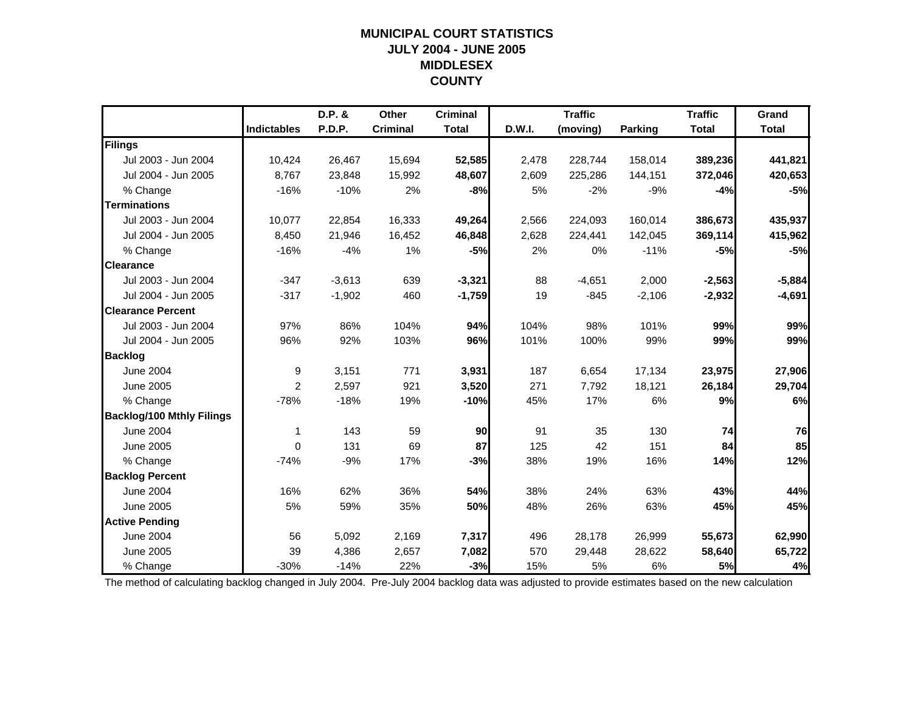# MUNICIPAL COURT STATISTICS
## JULY 2004 - JUNE 2005
## MIDDLESEX COUNTY

| | Indictables | D.P. & P.D.P. | Other Criminal | Criminal Total | D.W.I. | Traffic (moving) | Parking | Traffic Total | Grand Total |
|---|---|---|---|---|---|---|---|---|---|
| **Filings** | | | | | | | | | |
| Jul 2003 - Jun 2004 | 10,424 | 26,467 | 15,694 | **52,585** | 2,478 | 228,744 | 158,014 | **389,236** | **441,821** |
| Jul 2004 - Jun 2005 | 8,767 | 23,848 | 15,992 | **48,607** | 2,609 | 225,286 | 144,151 | **372,046** | **420,653** |
| % Change | -16% | -10% | 2% | **-8%** | 5% | -2% | -9% | **-4%** | **-5%** |
| **Terminations** | | | | | | | | | |
| Jul 2003 - Jun 2004 | 10,077 | 22,854 | 16,333 | **49,264** | 2,566 | 224,093 | 160,014 | **386,673** | **435,937** |
| Jul 2004 - Jun 2005 | 8,450 | 21,946 | 16,452 | **46,848** | 2,628 | 224,441 | 142,045 | **369,114** | **415,962** |
| % Change | -16% | -4% | 1% | **-5%** | 2% | 0% | -11% | **-5%** | **-5%** |
| **Clearance** | | | | | | | | | |
| Jul 2003 - Jun 2004 | -347 | -3,613 | 639 | **-3,321** | 88 | -4,651 | 2,000 | **-2,563** | **-5,884** |
| Jul 2004 - Jun 2005 | -317 | -1,902 | 460 | **-1,759** | 19 | -845 | -2,106 | **-2,932** | **-4,691** |
| **Clearance Percent** | | | | | | | | | |
| Jul 2003 - Jun 2004 | 97% | 86% | 104% | **94%** | 104% | 98% | 101% | **99%** | **99%** |
| Jul 2004 - Jun 2005 | 96% | 92% | 103% | **96%** | 101% | 100% | 99% | **99%** | **99%** |
| **Backlog** | | | | | | | | | |
| June 2004 | 9 | 3,151 | 771 | **3,931** | 187 | 6,654 | 17,134 | **23,975** | **27,906** |
| June 2005 | 2 | 2,597 | 921 | **3,520** | 271 | 7,792 | 18,121 | **26,184** | **29,704** |
| % Change | -78% | -18% | 19% | **-10%** | 45% | 17% | 6% | **9%** | **6%** |
| **Backlog/100 Mthly Filings** | | | | | | | | | |
| June 2004 | 1 | 143 | 59 | **90** | 91 | 35 | 130 | **74** | **76** |
| June 2005 | 0 | 131 | 69 | **87** | 125 | 42 | 151 | **84** | **85** |
| % Change | -74% | -9% | 17% | **-3%** | 38% | 19% | 16% | **14%** | **12%** |
| **Backlog Percent** | | | | | | | | | |
| June 2004 | 16% | 62% | 36% | **54%** | 38% | 24% | 63% | **43%** | **44%** |
| June 2005 | 5% | 59% | 35% | **50%** | 48% | 26% | 63% | **45%** | **45%** |
| **Active Pending** | | | | | | | | | |
| June 2004 | 56 | 5,092 | 2,169 | **7,317** | 496 | 28,178 | 26,999 | **55,673** | **62,990** |
| June 2005 | 39 | 4,386 | 2,657 | **7,082** | 570 | 29,448 | 28,622 | **58,640** | **65,722** |
| % Change | -30% | -14% | 22% | **-3%** | 15% | 5% | 6% | **5%** | **4%** |

The method of calculating backlog changed in July 2004. Pre-July 2004 backlog data was adjusted to provide estimates based on the new calculation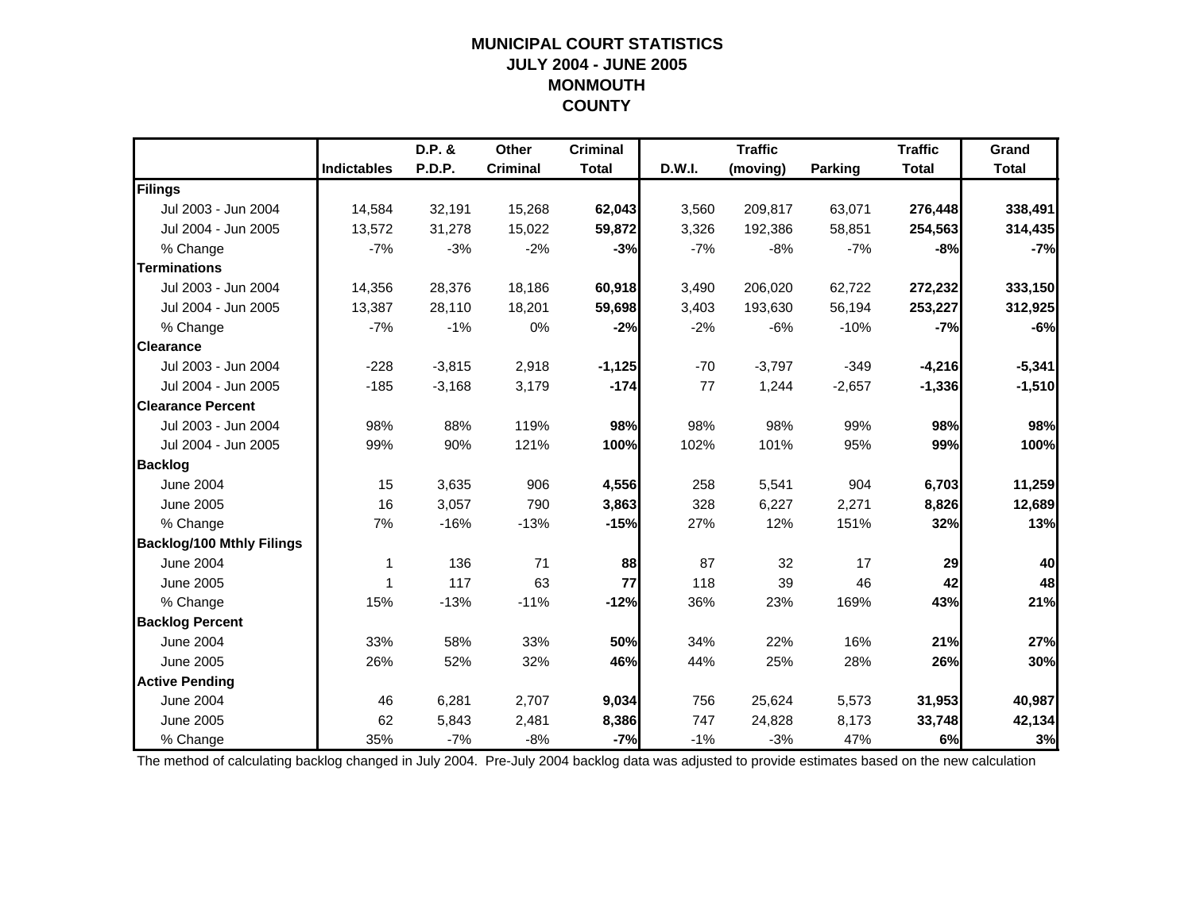# MUNICIPAL COURT STATISTICS
## JULY 2004 - JUNE 2005
## MONMOUTH COUNTY

| | Indictables | D.P. & P.D.P. | Other Criminal | Criminal Total | D.W.I. | Traffic (moving) | Parking | Traffic Total | Grand Total |
|---|---|---|---|---|---|---|---|---|---|
| **Filings** | | | | | | | | | |
| Jul 2003 - Jun 2004 | 14,584 | 32,191 | 15,268 | **62,043** | 3,560 | 209,817 | 63,071 | **276,448** | **338,491** |
| Jul 2004 - Jun 2005 | 13,572 | 31,278 | 15,022 | **59,872** | 3,326 | 192,386 | 58,851 | **254,563** | **314,435** |
| % Change | -7% | -3% | -2% | **-3%** | -7% | -8% | -7% | **-8%** | **-7%** |
| **Terminations** | | | | | | | | | |
| Jul 2003 - Jun 2004 | 14,356 | 28,376 | 18,186 | **60,918** | 3,490 | 206,020 | 62,722 | **272,232** | **333,150** |
| Jul 2004 - Jun 2005 | 13,387 | 28,110 | 18,201 | **59,698** | 3,403 | 193,630 | 56,194 | **253,227** | **312,925** |
| % Change | -7% | -1% | 0% | **-2%** | -2% | -6% | -10% | **-7%** | **-6%** |
| **Clearance** | | | | | | | | | |
| Jul 2003 - Jun 2004 | -228 | -3,815 | 2,918 | **-1,125** | -70 | -3,797 | -349 | **-4,216** | **-5,341** |
| Jul 2004 - Jun 2005 | -185 | -3,168 | 3,179 | **-174** | 77 | 1,244 | -2,657 | **-1,336** | **-1,510** |
| **Clearance Percent** | | | | | | | | | |
| Jul 2003 - Jun 2004 | 98% | 88% | 119% | **98%** | 98% | 98% | 99% | **98%** | **98%** |
| Jul 2004 - Jun 2005 | 99% | 90% | 121% | **100%** | 102% | 101% | 95% | **99%** | **100%** |
| **Backlog** | | | | | | | | | |
| June 2004 | 15 | 3,635 | 906 | **4,556** | 258 | 5,541 | 904 | **6,703** | **11,259** |
| June 2005 | 16 | 3,057 | 790 | **3,863** | 328 | 6,227 | 2,271 | **8,826** | **12,689** |
| % Change | 7% | -16% | -13% | **-15%** | 27% | 12% | 151% | **32%** | **13%** |
| **Backlog/100 Mthly Filings** | | | | | | | | | |
| June 2004 | 1 | 136 | 71 | **88** | 87 | 32 | 17 | **29** | **40** |
| June 2005 | 1 | 117 | 63 | **77** | 118 | 39 | 46 | **42** | **48** |
| % Change | 15% | -13% | -11% | **-12%** | 36% | 23% | 169% | **43%** | **21%** |
| **Backlog Percent** | | | | | | | | | |
| June 2004 | 33% | 58% | 33% | **50%** | 34% | 22% | 16% | **21%** | **27%** |
| June 2005 | 26% | 52% | 32% | **46%** | 44% | 25% | 28% | **26%** | **30%** |
| **Active Pending** | | | | | | | | | |
| June 2004 | 46 | 6,281 | 2,707 | **9,034** | 756 | 25,624 | 5,573 | **31,953** | **40,987** |
| June 2005 | 62 | 5,843 | 2,481 | **8,386** | 747 | 24,828 | 8,173 | **33,748** | **42,134** |
| % Change | 35% | -7% | -8% | **-7%** | -1% | -3% | 47% | **6%** | **3%** |

The method of calculating backlog changed in July 2004. Pre-July 2004 backlog data was adjusted to provide estimates based on the new calculation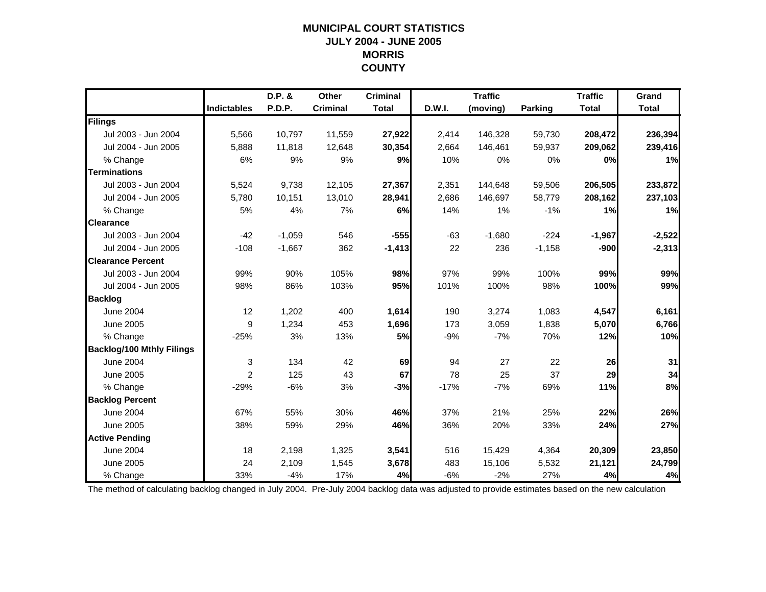# MUNICIPAL COURT STATISTICS
## JULY 2004 - JUNE 2005
## MORRIS COUNTY

| | Indictables | D.P. & P.D.P. | Other Criminal | Criminal Total | D.W.I. | Traffic (moving) | Parking | Traffic Total | Grand Total |
|---|---|---|---|---|---|---|---|---|---|
| **Filings** | | | | | | | | | |
| Jul 2003 - Jun 2004 | 5,566 | 10,797 | 11,559 | **27,922** | 2,414 | 146,328 | 59,730 | **208,472** | **236,394** |
| Jul 2004 - Jun 2005 | 5,888 | 11,818 | 12,648 | **30,354** | 2,664 | 146,461 | 59,937 | **209,062** | **239,416** |
| % Change | 6% | 9% | 9% | **9%** | 10% | 0% | 0% | **0%** | **1%** |
| **Terminations** | | | | | | | | | |
| Jul 2003 - Jun 2004 | 5,524 | 9,738 | 12,105 | **27,367** | 2,351 | 144,648 | 59,506 | **206,505** | **233,872** |
| Jul 2004 - Jun 2005 | 5,780 | 10,151 | 13,010 | **28,941** | 2,686 | 146,697 | 58,779 | **208,162** | **237,103** |
| % Change | 5% | 4% | 7% | **6%** | 14% | 1% | -1% | **1%** | **1%** |
| **Clearance** | | | | | | | | | |
| Jul 2003 - Jun 2004 | -42 | -1,059 | 546 | **-555** | -63 | -1,680 | -224 | **-1,967** | **-2,522** |
| Jul 2004 - Jun 2005 | -108 | -1,667 | 362 | **-1,413** | 22 | 236 | -1,158 | **-900** | **-2,313** |
| **Clearance Percent** | | | | | | | | | |
| Jul 2003 - Jun 2004 | 99% | 90% | 105% | **98%** | 97% | 99% | 100% | **99%** | **99%** |
| Jul 2004 - Jun 2005 | 98% | 86% | 103% | **95%** | 101% | 100% | 98% | **100%** | **99%** |
| **Backlog** | | | | | | | | | |
| June 2004 | 12 | 1,202 | 400 | **1,614** | 190 | 3,274 | 1,083 | **4,547** | **6,161** |
| June 2005 | 9 | 1,234 | 453 | **1,696** | 173 | 3,059 | 1,838 | **5,070** | **6,766** |
| % Change | -25% | 3% | 13% | **5%** | -9% | -7% | 70% | **12%** | **10%** |
| **Backlog/100 Mthly Filings** | | | | | | | | | |
| June 2004 | 3 | 134 | 42 | **69** | 94 | 27 | 22 | **26** | **31** |
| June 2005 | 2 | 125 | 43 | **67** | 78 | 25 | 37 | **29** | **34** |
| % Change | -29% | -6% | 3% | **-3%** | -17% | -7% | 69% | **11%** | **8%** |
| **Backlog Percent** | | | | | | | | | |
| June 2004 | 67% | 55% | 30% | **46%** | 37% | 21% | 25% | **22%** | **26%** |
| June 2005 | 38% | 59% | 29% | **46%** | 36% | 20% | 33% | **24%** | **27%** |
| **Active Pending** | | | | | | | | | |
| June 2004 | 18 | 2,198 | 1,325 | **3,541** | 516 | 15,429 | 4,364 | **20,309** | **23,850** |
| June 2005 | 24 | 2,109 | 1,545 | **3,678** | 483 | 15,106 | 5,532 | **21,121** | **24,799** |
| % Change | 33% | -4% | 17% | **4%** | -6% | -2% | 27% | **4%** | **4%** |

The method of calculating backlog changed in July 2004. Pre-July 2004 backlog data was adjusted to provide estimates based on the new calculation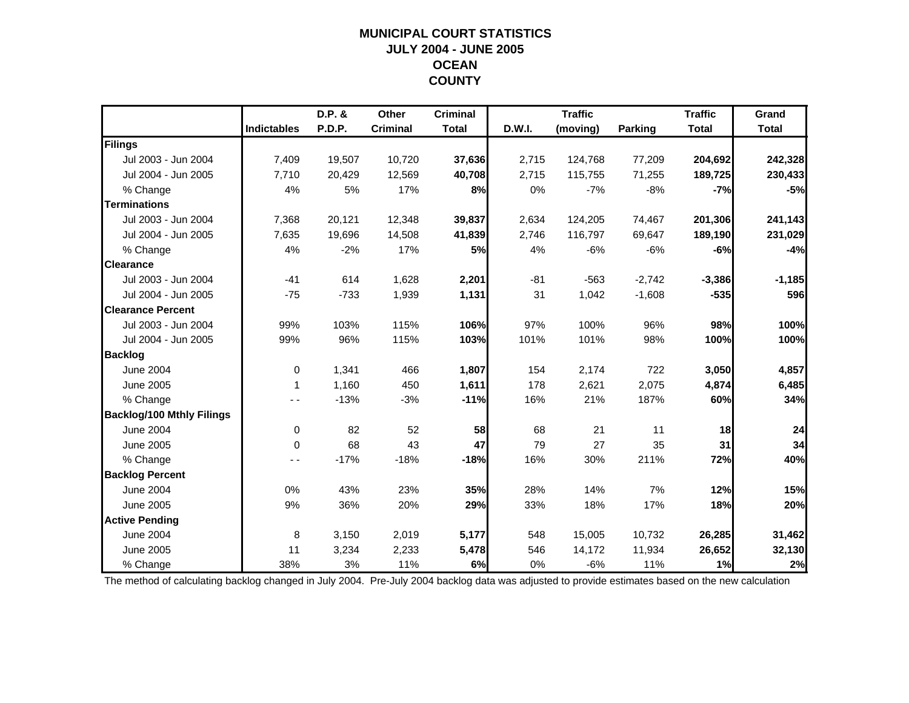# MUNICIPAL COURT STATISTICS
## JULY 2004 - JUNE 2005
## OCEAN
## COUNTY

| | Indictables | D.P. & P.D.P. | Other Criminal | Criminal Total | D.W.I. | Traffic (moving) | Parking | Traffic Total | Grand Total |
|---|---|---|---|---|---|---|---|---|---|
| **Filings** | | | | | | | | | |
| Jul 2003 - Jun 2004 | 7,409 | 19,507 | 10,720 | **37,636** | 2,715 | 124,768 | 77,209 | **204,692** | **242,328** |
| Jul 2004 - Jun 2005 | 7,710 | 20,429 | 12,569 | **40,708** | 2,715 | 115,755 | 71,255 | **189,725** | **230,433** |
| % Change | 4% | 5% | 17% | **8%** | 0% | -7% | -8% | **-7%** | **-5%** |
| **Terminations** | | | | | | | | | |
| Jul 2003 - Jun 2004 | 7,368 | 20,121 | 12,348 | **39,837** | 2,634 | 124,205 | 74,467 | **201,306** | **241,143** |
| Jul 2004 - Jun 2005 | 7,635 | 19,696 | 14,508 | **41,839** | 2,746 | 116,797 | 69,647 | **189,190** | **231,029** |
| % Change | 4% | -2% | 17% | **5%** | 4% | -6% | -6% | **-6%** | **-4%** |
| **Clearance** | | | | | | | | | |
| Jul 2003 - Jun 2004 | -41 | 614 | 1,628 | **2,201** | -81 | -563 | -2,742 | **-3,386** | **-1,185** |
| Jul 2004 - Jun 2005 | -75 | -733 | 1,939 | **1,131** | 31 | 1,042 | -1,608 | **-535** | **596** |
| **Clearance Percent** | | | | | | | | | |
| Jul 2003 - Jun 2004 | 99% | 103% | 115% | **106%** | 97% | 100% | 96% | **98%** | **100%** |
| Jul 2004 - Jun 2005 | 99% | 96% | 115% | **103%** | 101% | 101% | 98% | **100%** | **100%** |
| **Backlog** | | | | | | | | | |
| June 2004 | 0 | 1,341 | 466 | **1,807** | 154 | 2,174 | 722 | **3,050** | **4,857** |
| June 2005 | 1 | 1,160 | 450 | **1,611** | 178 | 2,621 | 2,075 | **4,874** | **6,485** |
| % Change | - - | -13% | -3% | **-11%** | 16% | 21% | 187% | **60%** | **34%** |
| **Backlog/100 Mthly Filings** | | | | | | | | | |
| June 2004 | 0 | 82 | 52 | **58** | 68 | 21 | 11 | **18** | **24** |
| June 2005 | 0 | 68 | 43 | **47** | 79 | 27 | 35 | **31** | **34** |
| % Change | - - | -17% | -18% | **-18%** | 16% | 30% | 211% | **72%** | **40%** |
| **Backlog Percent** | | | | | | | | | |
| June 2004 | 0% | 43% | 23% | **35%** | 28% | 14% | 7% | **12%** | **15%** |
| June 2005 | 9% | 36% | 20% | **29%** | 33% | 18% | 17% | **18%** | **20%** |
| **Active Pending** | | | | | | | | | |
| June 2004 | 8 | 3,150 | 2,019 | **5,177** | 548 | 15,005 | 10,732 | **26,285** | **31,462** |
| June 2005 | 11 | 3,234 | 2,233 | **5,478** | 546 | 14,172 | 11,934 | **26,652** | **32,130** |
| % Change | 38% | 3% | 11% | **6%** | 0% | -6% | 11% | **1%** | **2%** |

The method of calculating backlog changed in July 2004. Pre-July 2004 backlog data was adjusted to provide estimates based on the new calculation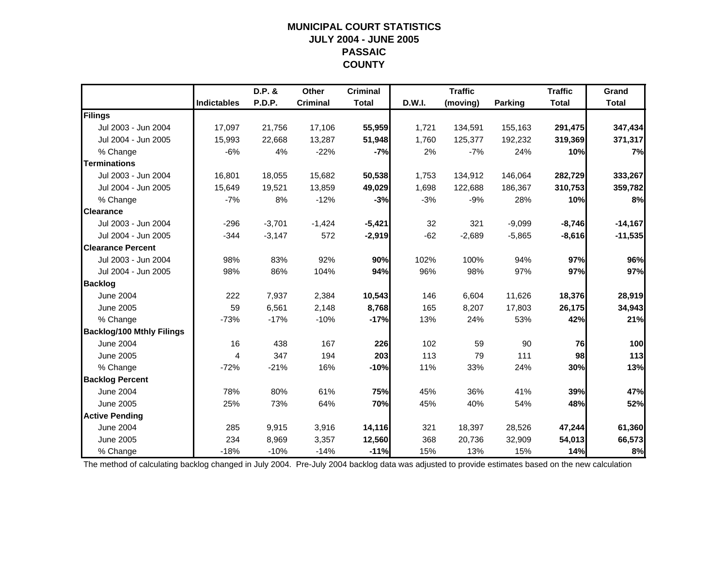# MUNICIPAL COURT STATISTICS
## JULY 2004 - JUNE 2005
## PASSAIC COUNTY

| | Indictables | D.P. & P.D.P. | Other Criminal | Criminal Total | D.W.I. | Traffic (moving) | Parking | Traffic Total | Grand Total |
|---|---|---|---|---|---|---|---|---|---|
| **Filings** | | | | | | | | | |
| Jul 2003 - Jun 2004 | 17,097 | 21,756 | 17,106 | **55,959** | 1,721 | 134,591 | 155,163 | **291,475** | **347,434** |
| Jul 2004 - Jun 2005 | 15,993 | 22,668 | 13,287 | **51,948** | 1,760 | 125,377 | 192,232 | **319,369** | **371,317** |
| % Change | -6% | 4% | -22% | **-7%** | 2% | -7% | 24% | **10%** | **7%** |
| **Terminations** | | | | | | | | | |
| Jul 2003 - Jun 2004 | 16,801 | 18,055 | 15,682 | **50,538** | 1,753 | 134,912 | 146,064 | **282,729** | **333,267** |
| Jul 2004 - Jun 2005 | 15,649 | 19,521 | 13,859 | **49,029** | 1,698 | 122,688 | 186,367 | **310,753** | **359,782** |
| % Change | -7% | 8% | -12% | **-3%** | -3% | -9% | 28% | **10%** | **8%** |
| **Clearance** | | | | | | | | | |
| Jul 2003 - Jun 2004 | -296 | -3,701 | -1,424 | **-5,421** | 32 | 321 | -9,099 | **-8,746** | **-14,167** |
| Jul 2004 - Jun 2005 | -344 | -3,147 | 572 | **-2,919** | -62 | -2,689 | -5,865 | **-8,616** | **-11,535** |
| **Clearance Percent** | | | | | | | | | |
| Jul 2003 - Jun 2004 | 98% | 83% | 92% | **90%** | 102% | 100% | 94% | **97%** | **96%** |
| Jul 2004 - Jun 2005 | 98% | 86% | 104% | **94%** | 96% | 98% | 97% | **97%** | **97%** |
| **Backlog** | | | | | | | | | |
| June 2004 | 222 | 7,937 | 2,384 | **10,543** | 146 | 6,604 | 11,626 | **18,376** | **28,919** |
| June 2005 | 59 | 6,561 | 2,148 | **8,768** | 165 | 8,207 | 17,803 | **26,175** | **34,943** |
| % Change | -73% | -17% | -10% | **-17%** | 13% | 24% | 53% | **42%** | **21%** |
| **Backlog/100 Mthly Filings** | | | | | | | | | |
| June 2004 | 16 | 438 | 167 | **226** | 102 | 59 | 90 | **76** | **100** |
| June 2005 | 4 | 347 | 194 | **203** | 113 | 79 | 111 | **98** | **113** |
| % Change | -72% | -21% | 16% | **-10%** | 11% | 33% | 24% | **30%** | **13%** |
| **Backlog Percent** | | | | | | | | | |
| June 2004 | 78% | 80% | 61% | **75%** | 45% | 36% | 41% | **39%** | **47%** |
| June 2005 | 25% | 73% | 64% | **70%** | 45% | 40% | 54% | **48%** | **52%** |
| **Active Pending** | | | | | | | | | |
| June 2004 | 285 | 9,915 | 3,916 | **14,116** | 321 | 18,397 | 28,526 | **47,244** | **61,360** |
| June 2005 | 234 | 8,969 | 3,357 | **12,560** | 368 | 20,736 | 32,909 | **54,013** | **66,573** |
| % Change | -18% | -10% | -14% | **-11%** | 15% | 13% | 15% | **14%** | **8%** |

The method of calculating backlog changed in July 2004. Pre-July 2004 backlog data was adjusted to provide estimates based on the new calculation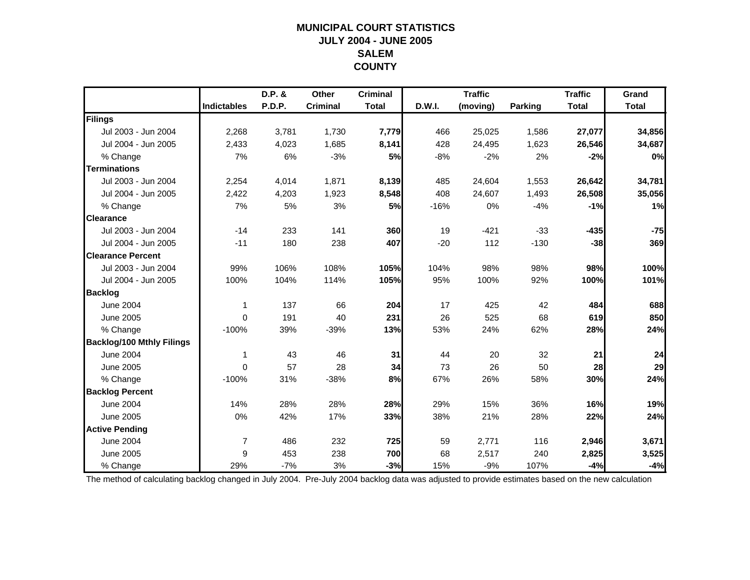# MUNICIPAL COURT STATISTICS
## JULY 2004 - JUNE 2005
## SALEM
## COUNTY

| | Indictables | D.P. & P.D.P. | Other Criminal | Criminal Total | D.W.I. | Traffic (moving) | Parking | Traffic Total | Grand Total |
|---|---|---|---|---|---|---|---|---|---|
| **Filings** | | | | | | | | | |
| Jul 2003 - Jun 2004 | 2,268 | 3,781 | 1,730 | **7,779** | 466 | 25,025 | 1,586 | **27,077** | **34,856** |
| Jul 2004 - Jun 2005 | 2,433 | 4,023 | 1,685 | **8,141** | 428 | 24,495 | 1,623 | **26,546** | **34,687** |
| % Change | 7% | 6% | -3% | **5%** | -8% | -2% | 2% | **-2%** | **0%** |
| **Terminations** | | | | | | | | | |
| Jul 2003 - Jun 2004 | 2,254 | 4,014 | 1,871 | **8,139** | 485 | 24,604 | 1,553 | **26,642** | **34,781** |
| Jul 2004 - Jun 2005 | 2,422 | 4,203 | 1,923 | **8,548** | 408 | 24,607 | 1,493 | **26,508** | **35,056** |
| % Change | 7% | 5% | 3% | **5%** | -16% | 0% | -4% | **-1%** | **1%** |
| **Clearance** | | | | | | | | | |
| Jul 2003 - Jun 2004 | -14 | 233 | 141 | **360** | 19 | -421 | -33 | **-435** | **-75** |
| Jul 2004 - Jun 2005 | -11 | 180 | 238 | **407** | -20 | 112 | -130 | **-38** | **369** |
| **Clearance Percent** | | | | | | | | | |
| Jul 2003 - Jun 2004 | 99% | 106% | 108% | **105%** | 104% | 98% | 98% | **98%** | **100%** |
| Jul 2004 - Jun 2005 | 100% | 104% | 114% | **105%** | 95% | 100% | 92% | **100%** | **101%** |
| **Backlog** | | | | | | | | | |
| June 2004 | 1 | 137 | 66 | **204** | 17 | 425 | 42 | **484** | **688** |
| June 2005 | 0 | 191 | 40 | **231** | 26 | 525 | 68 | **619** | **850** |
| % Change | -100% | 39% | -39% | **13%** | 53% | 24% | 62% | **28%** | **24%** |
| **Backlog/100 Mthly Filings** | | | | | | | | | |
| June 2004 | 1 | 43 | 46 | **31** | 44 | 20 | 32 | **21** | **24** |
| June 2005 | 0 | 57 | 28 | **34** | 73 | 26 | 50 | **28** | **29** |
| % Change | -100% | 31% | -38% | **8%** | 67% | 26% | 58% | **30%** | **24%** |
| **Backlog Percent** | | | | | | | | | |
| June 2004 | 14% | 28% | 28% | **28%** | 29% | 15% | 36% | **16%** | **19%** |
| June 2005 | 0% | 42% | 17% | **33%** | 38% | 21% | 28% | **22%** | **24%** |
| **Active Pending** | | | | | | | | | |
| June 2004 | 7 | 486 | 232 | **725** | 59 | 2,771 | 116 | **2,946** | **3,671** |
| June 2005 | 9 | 453 | 238 | **700** | 68 | 2,517 | 240 | **2,825** | **3,525** |
| % Change | 29% | -7% | 3% | **-3%** | 15% | -9% | 107% | **-4%** | **-4%** |

The method of calculating backlog changed in July 2004. Pre-July 2004 backlog data was adjusted to provide estimates based on the new calculation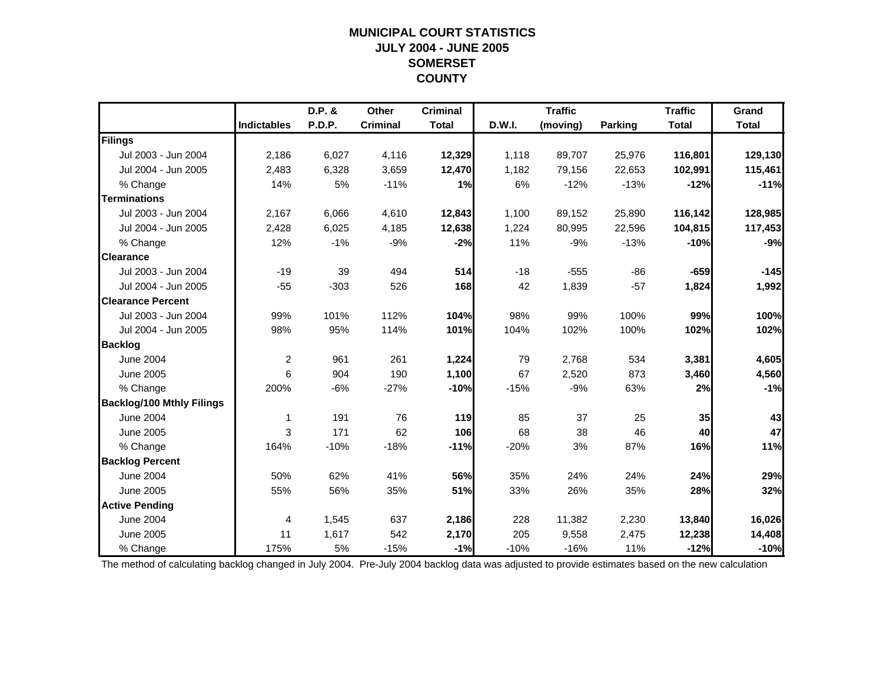# MUNICIPAL COURT STATISTICS
# JULY 2004 - JUNE 2005
# SOMERSET
# COUNTY

| | Indictables | D.P. & P.D.P. | Other Criminal | Criminal Total | D.W.I. | Traffic (moving) | Parking | Traffic Total | Grand Total |
|---|---|---|---|---|---|---|---|---|---|
| **Filings** | | | | | | | | | |
| Jul 2003 - Jun 2004 | 2,186 | 6,027 | 4,116 | **12,329** | 1,118 | 89,707 | 25,976 | **116,801** | **129,130** |
| Jul 2004 - Jun 2005 | 2,483 | 6,328 | 3,659 | **12,470** | 1,182 | 79,156 | 22,653 | **102,991** | **115,461** |
| % Change | 14% | 5% | -11% | **1%** | 6% | -12% | -13% | **-12%** | **-11%** |
| **Terminations** | | | | | | | | | |
| Jul 2003 - Jun 2004 | 2,167 | 6,066 | 4,610 | **12,843** | 1,100 | 89,152 | 25,890 | **116,142** | **128,985** |
| Jul 2004 - Jun 2005 | 2,428 | 6,025 | 4,185 | **12,638** | 1,224 | 80,995 | 22,596 | **104,815** | **117,453** |
| % Change | 12% | -1% | -9% | **-2%** | 11% | -9% | -13% | **-10%** | **-9%** |
| **Clearance** | | | | | | | | | |
| Jul 2003 - Jun 2004 | -19 | 39 | 494 | **514** | -18 | -555 | -86 | **-659** | **-145** |
| Jul 2004 - Jun 2005 | -55 | -303 | 526 | **168** | 42 | 1,839 | -57 | **1,824** | **1,992** |
| **Clearance Percent** | | | | | | | | | |
| Jul 2003 - Jun 2004 | 99% | 101% | 112% | **104%** | 98% | 99% | 100% | **99%** | **100%** |
| Jul 2004 - Jun 2005 | 98% | 95% | 114% | **101%** | 104% | 102% | 100% | **102%** | **102%** |
| **Backlog** | | | | | | | | | |
| June 2004 | 2 | 961 | 261 | **1,224** | 79 | 2,768 | 534 | **3,381** | **4,605** |
| June 2005 | 6 | 904 | 190 | **1,100** | 67 | 2,520 | 873 | **3,460** | **4,560** |
| % Change | 200% | -6% | -27% | **-10%** | -15% | -9% | 63% | **2%** | **-1%** |
| **Backlog/100 Mthly Filings** | | | | | | | | | |
| June 2004 | 1 | 191 | 76 | **119** | 85 | 37 | 25 | **35** | **43** |
| June 2005 | 3 | 171 | 62 | **106** | 68 | 38 | 46 | **40** | **47** |
| % Change | 164% | -10% | -18% | **-11%** | -20% | 3% | 87% | **16%** | **11%** |
| **Backlog Percent** | | | | | | | | | |
| June 2004 | 50% | 62% | 41% | **56%** | 35% | 24% | 24% | **24%** | **29%** |
| June 2005 | 55% | 56% | 35% | **51%** | 33% | 26% | 35% | **28%** | **32%** |
| **Active Pending** | | | | | | | | | |
| June 2004 | 4 | 1,545 | 637 | **2,186** | 228 | 11,382 | 2,230 | **13,840** | **16,026** |
| June 2005 | 11 | 1,617 | 542 | **2,170** | 205 | 9,558 | 2,475 | **12,238** | **14,408** |
| % Change | 175% | 5% | -15% | **-1%** | -10% | -16% | 11% | **-12%** | **-10%** |

The method of calculating backlog changed in July 2004. Pre-July 2004 backlog data was adjusted to provide estimates based on the new calculation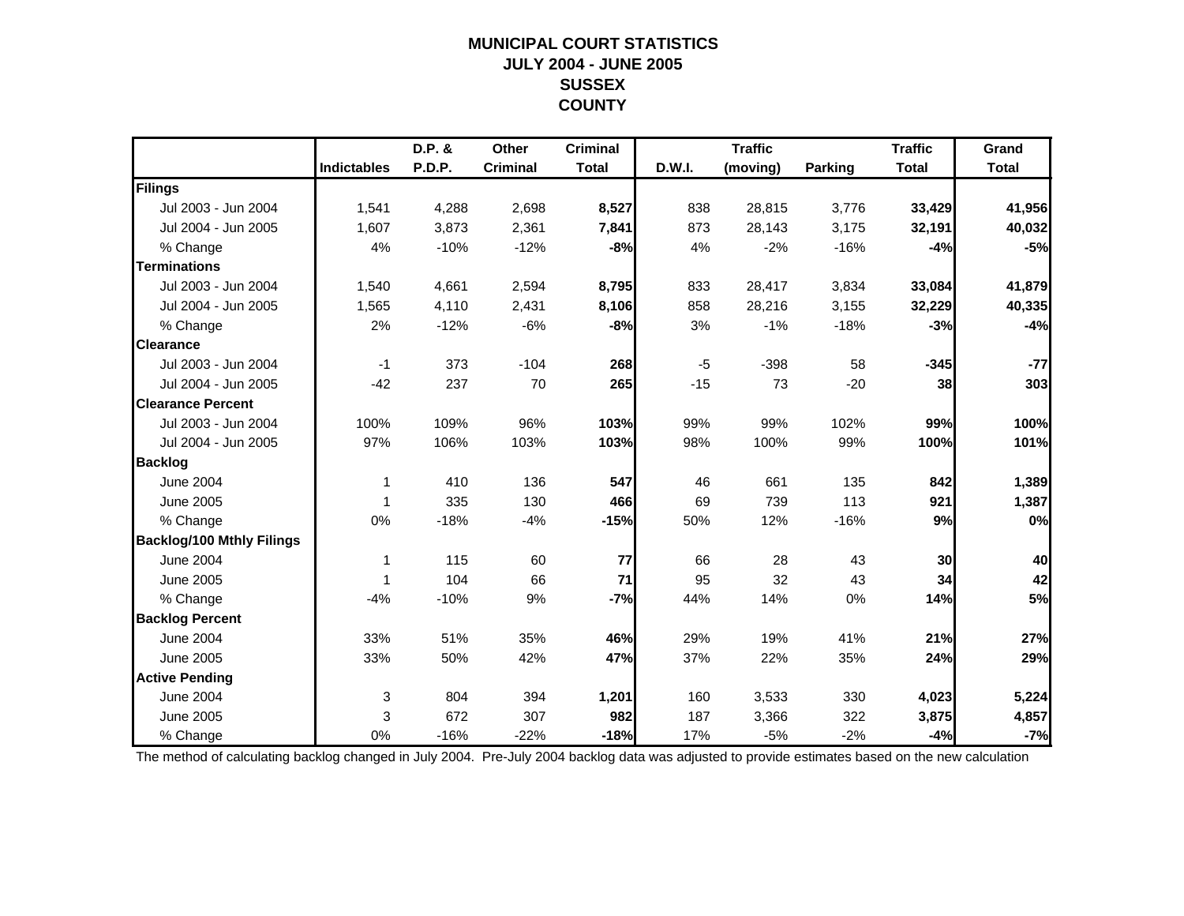# MUNICIPAL COURT STATISTICS
## JULY 2004 - JUNE 2005
## SUSSEX COUNTY

| | Indictables | D.P. & P.D.P. | Other Criminal | Criminal Total | D.W.I. | Traffic (moving) | Parking | Traffic Total | Grand Total |
|---|---|---|---|---|---|---|---|---|---|
| **Filings** | | | | | | | | | |
| Jul 2003 - Jun 2004 | 1,541 | 4,288 | 2,698 | **8,527** | 838 | 28,815 | 3,776 | **33,429** | **41,956** |
| Jul 2004 - Jun 2005 | 1,607 | 3,873 | 2,361 | **7,841** | 873 | 28,143 | 3,175 | **32,191** | **40,032** |
| % Change | 4% | -10% | -12% | **-8%** | 4% | -2% | -16% | **-4%** | **-5%** |
| **Terminations** | | | | | | | | | |
| Jul 2003 - Jun 2004 | 1,540 | 4,661 | 2,594 | **8,795** | 833 | 28,417 | 3,834 | **33,084** | **41,879** |
| Jul 2004 - Jun 2005 | 1,565 | 4,110 | 2,431 | **8,106** | 858 | 28,216 | 3,155 | **32,229** | **40,335** |
| % Change | 2% | -12% | -6% | **-8%** | 3% | -1% | -18% | **-3%** | **-4%** |
| **Clearance** | | | | | | | | | |
| Jul 2003 - Jun 2004 | -1 | 373 | -104 | **268** | -5 | -398 | 58 | **-345** | **-77** |
| Jul 2004 - Jun 2005 | -42 | 237 | 70 | **265** | -15 | 73 | -20 | **38** | **303** |
| **Clearance Percent** | | | | | | | | | |
| Jul 2003 - Jun 2004 | 100% | 109% | 96% | **103%** | 99% | 99% | 102% | **99%** | **100%** |
| Jul 2004 - Jun 2005 | 97% | 106% | 103% | **103%** | 98% | 100% | 99% | **100%** | **101%** |
| **Backlog** | | | | | | | | | |
| June 2004 | 1 | 410 | 136 | **547** | 46 | 661 | 135 | **842** | **1,389** |
| June 2005 | 1 | 335 | 130 | **466** | 69 | 739 | 113 | **921** | **1,387** |
| % Change | 0% | -18% | -4% | **-15%** | 50% | 12% | -16% | **9%** | **0%** |
| **Backlog/100 Mthly Filings** | | | | | | | | | |
| June 2004 | 1 | 115 | 60 | **77** | 66 | 28 | 43 | **30** | **40** |
| June 2005 | 1 | 104 | 66 | **71** | 95 | 32 | 43 | **34** | **42** |
| % Change | -4% | -10% | 9% | **-7%** | 44% | 14% | 0% | **14%** | **5%** |
| **Backlog Percent** | | | | | | | | | |
| June 2004 | 33% | 51% | 35% | **46%** | 29% | 19% | 41% | **21%** | **27%** |
| June 2005 | 33% | 50% | 42% | **47%** | 37% | 22% | 35% | **24%** | **29%** |
| **Active Pending** | | | | | | | | | |
| June 2004 | 3 | 804 | 394 | **1,201** | 160 | 3,533 | 330 | **4,023** | **5,224** |
| June 2005 | 3 | 672 | 307 | **982** | 187 | 3,366 | 322 | **3,875** | **4,857** |
| % Change | 0% | -16% | -22% | **-18%** | 17% | -5% | -2% | **-4%** | **-7%** |

The method of calculating backlog changed in July 2004. Pre-July 2004 backlog data was adjusted to provide estimates based on the new calculation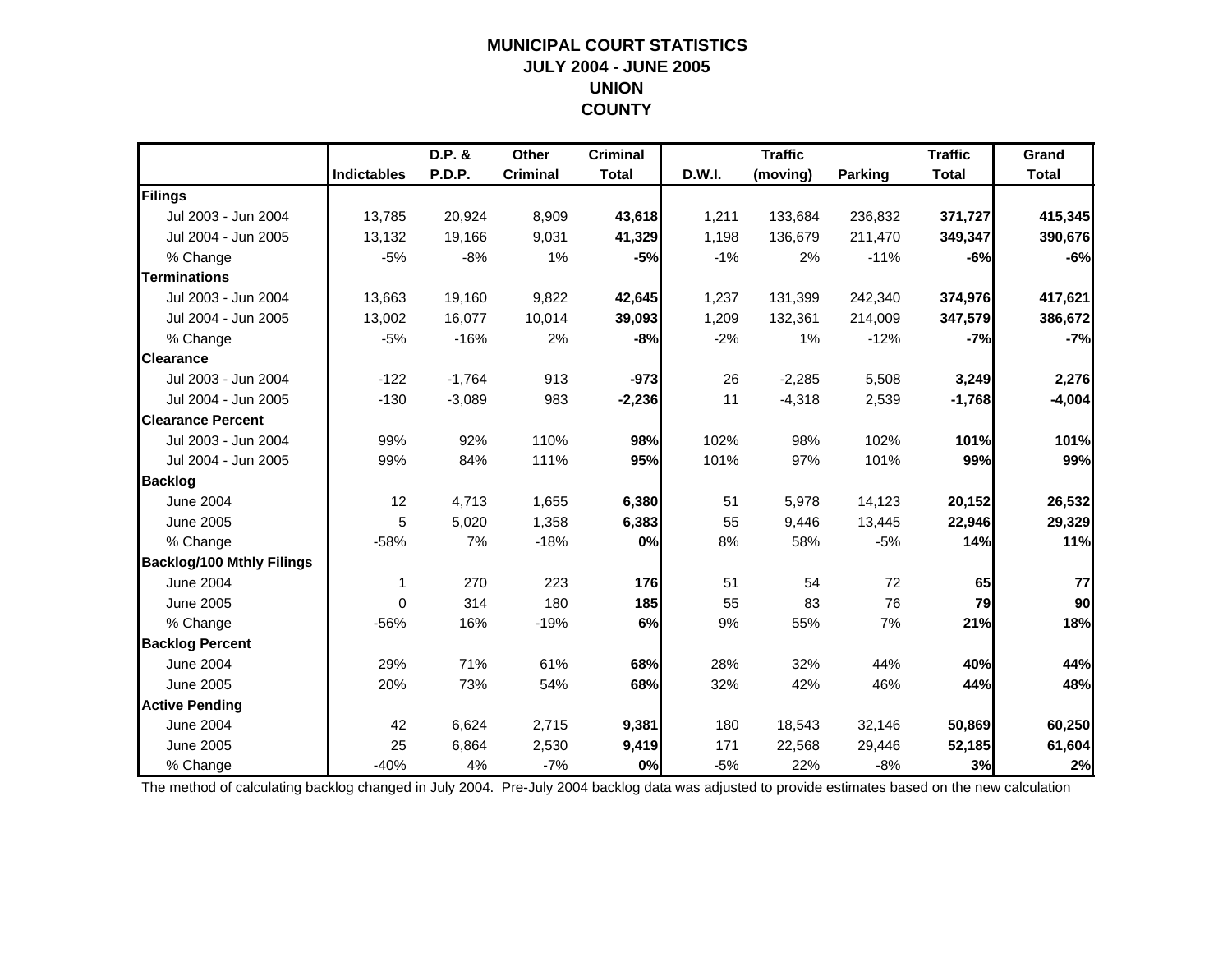# MUNICIPAL COURT STATISTICS
## JULY 2004 - JUNE 2005
## UNION
## COUNTY

| | Indictables | D.P. & P.D.P. | Other Criminal | Criminal Total | D.W.I. | Traffic (moving) | Parking | Traffic Total | Grand Total |
|---|---|---|---|---|---|---|---|---|---|
| **Filings** | | | | | | | | | |
| Jul 2003 - Jun 2004 | 13,785 | 20,924 | 8,909 | **43,618** | 1,211 | 133,684 | 236,832 | **371,727** | **415,345** |
| Jul 2004 - Jun 2005 | 13,132 | 19,166 | 9,031 | **41,329** | 1,198 | 136,679 | 211,470 | **349,347** | **390,676** |
| % Change | -5% | -8% | 1% | **-5%** | -1% | 2% | -11% | **-6%** | **-6%** |
| **Terminations** | | | | | | | | | |
| Jul 2003 - Jun 2004 | 13,663 | 19,160 | 9,822 | **42,645** | 1,237 | 131,399 | 242,340 | **374,976** | **417,621** |
| Jul 2004 - Jun 2005 | 13,002 | 16,077 | 10,014 | **39,093** | 1,209 | 132,361 | 214,009 | **347,579** | **386,672** |
| % Change | -5% | -16% | 2% | **-8%** | -2% | 1% | -12% | **-7%** | **-7%** |
| **Clearance** | | | | | | | | | |
| Jul 2003 - Jun 2004 | -122 | -1,764 | 913 | **-973** | 26 | -2,285 | 5,508 | **3,249** | **2,276** |
| Jul 2004 - Jun 2005 | -130 | -3,089 | 983 | **-2,236** | 11 | -4,318 | 2,539 | **-1,768** | **-4,004** |
| **Clearance Percent** | | | | | | | | | |
| Jul 2003 - Jun 2004 | 99% | 92% | 110% | **98%** | 102% | 98% | 102% | **101%** | **101%** |
| Jul 2004 - Jun 2005 | 99% | 84% | 111% | **95%** | 101% | 97% | 101% | **99%** | **99%** |
| **Backlog** | | | | | | | | | |
| June 2004 | 12 | 4,713 | 1,655 | **6,380** | 51 | 5,978 | 14,123 | **20,152** | **26,532** |
| June 2005 | 5 | 5,020 | 1,358 | **6,383** | 55 | 9,446 | 13,445 | **22,946** | **29,329** |
| % Change | -58% | 7% | -18% | **0%** | 8% | 58% | -5% | **14%** | **11%** |
| **Backlog/100 Mthly Filings** | | | | | | | | | |
| June 2004 | 1 | 270 | 223 | **176** | 51 | 54 | 72 | **65** | **77** |
| June 2005 | 0 | 314 | 180 | **185** | 55 | 83 | 76 | **79** | **90** |
| % Change | -56% | 16% | -19% | **6%** | 9% | 55% | 7% | **21%** | **18%** |
| **Backlog Percent** | | | | | | | | | |
| June 2004 | 29% | 71% | 61% | **68%** | 28% | 32% | 44% | **40%** | **44%** |
| June 2005 | 20% | 73% | 54% | **68%** | 32% | 42% | 46% | **44%** | **48%** |
| **Active Pending** | | | | | | | | | |
| June 2004 | 42 | 6,624 | 2,715 | **9,381** | 180 | 18,543 | 32,146 | **50,869** | **60,250** |
| June 2005 | 25 | 6,864 | 2,530 | **9,419** | 171 | 22,568 | 29,446 | **52,185** | **61,604** |
| % Change | -40% | 4% | -7% | **0%** | -5% | 22% | -8% | **3%** | **2%** |

The method of calculating backlog changed in July 2004. Pre-July 2004 backlog data was adjusted to provide estimates based on the new calculation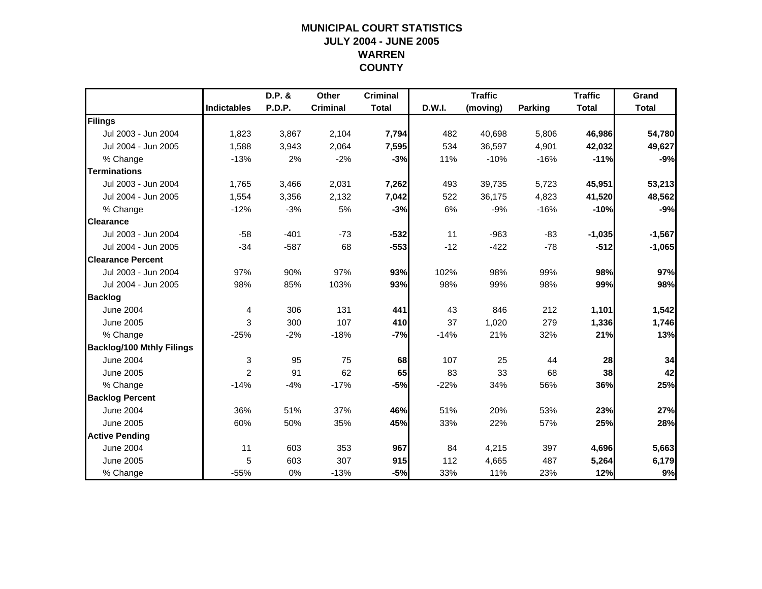# MUNICIPAL COURT STATISTICS
## JULY 2004 - JUNE 2005
## WARREN
## COUNTY

| | Indictables | D.P. & P.D.P. | Other Criminal | Criminal Total | D.W.I. | Traffic (moving) | Parking | Traffic Total | Grand Total |
|---|---|---|---|---|---|---|---|---|---|
| **Filings** | | | | | | | | | |
| Jul 2003 - Jun 2004 | 1,823 | 3,867 | 2,104 | **7,794** | 482 | 40,698 | 5,806 | **46,986** | **54,780** |
| Jul 2004 - Jun 2005 | 1,588 | 3,943 | 2,064 | **7,595** | 534 | 36,597 | 4,901 | **42,032** | **49,627** |
| % Change | -13% | 2% | -2% | **-3%** | 11% | -10% | -16% | **-11%** | **-9%** |
| **Terminations** | | | | | | | | | |
| Jul 2003 - Jun 2004 | 1,765 | 3,466 | 2,031 | **7,262** | 493 | 39,735 | 5,723 | **45,951** | **53,213** |
| Jul 2004 - Jun 2005 | 1,554 | 3,356 | 2,132 | **7,042** | 522 | 36,175 | 4,823 | **41,520** | **48,562** |
| % Change | -12% | -3% | 5% | **-3%** | 6% | -9% | -16% | **-10%** | **-9%** |
| **Clearance** | | | | | | | | | |
| Jul 2003 - Jun 2004 | -58 | -401 | -73 | **-532** | 11 | -963 | -83 | **-1,035** | **-1,567** |
| Jul 2004 - Jun 2005 | -34 | -587 | 68 | **-553** | -12 | -422 | -78 | **-512** | **-1,065** |
| **Clearance Percent** | | | | | | | | | |
| Jul 2003 - Jun 2004 | 97% | 90% | 97% | **93%** | 102% | 98% | 99% | **98%** | **97%** |
| Jul 2004 - Jun 2005 | 98% | 85% | 103% | **93%** | 98% | 99% | 98% | **99%** | **98%** |
| **Backlog** | | | | | | | | | |
| June 2004 | 4 | 306 | 131 | **441** | 43 | 846 | 212 | **1,101** | **1,542** |
| June 2005 | 3 | 300 | 107 | **410** | 37 | 1,020 | 279 | **1,336** | **1,746** |
| % Change | -25% | -2% | -18% | **-7%** | -14% | 21% | 32% | **21%** | **13%** |
| **Backlog/100 Mthly Filings** | | | | | | | | | |
| June 2004 | 3 | 95 | 75 | **68** | 107 | 25 | 44 | **28** | **34** |
| June 2005 | 2 | 91 | 62 | **65** | 83 | 33 | 68 | **38** | **42** |
| % Change | -14% | -4% | -17% | **-5%** | -22% | 34% | 56% | **36%** | **25%** |
| **Backlog Percent** | | | | | | | | | |
| June 2004 | 36% | 51% | 37% | **46%** | 51% | 20% | 53% | **23%** | **27%** |
| June 2005 | 60% | 50% | 35% | **45%** | 33% | 22% | 57% | **25%** | **28%** |
| **Active Pending** | | | | | | | | | |
| June 2004 | 11 | 603 | 353 | **967** | 84 | 4,215 | 397 | **4,696** | **5,663** |
| June 2005 | 5 | 603 | 307 | **915** | 112 | 4,665 | 487 | **5,264** | **6,179** |
| % Change | -55% | 0% | -13% | **-5%** | 33% | 11% | 23% | **12%** | **9%** |